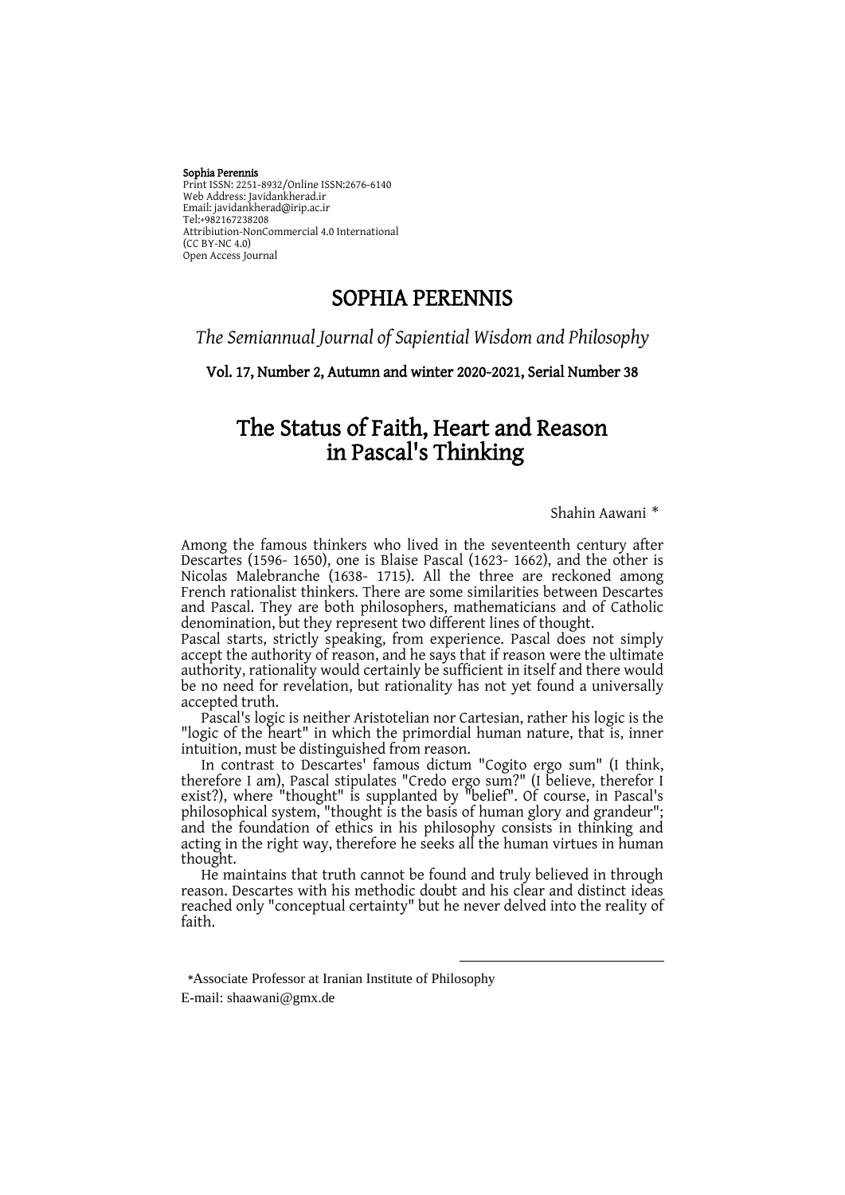**Sophia Perennis**
Print ISSN: 2251-8932/Online ISSN:2676-6140
Web Address: Javidankherad.ir
Email: javidankherad@irip.ac.ir
Tel:+982167238208
Attribiution-NonCommercial 4.0 International
(CC BY-NC 4.0)
Open Access Journal

# SOPHIA PERENNIS

*The Semiannual Journal of Sapiential Wisdom and Philosophy*

**Vol. 17, Number 2, Autumn and winter 2020-2021, Serial Number 38**

# The Status of Faith, Heart and Reason in Pascal's Thinking

Shahin Aawani *

Among the famous thinkers who lived in the seventeenth century after Descartes (1596- 1650), one is Blaise Pascal (1623- 1662), and the other is Nicolas Malebranche (1638- 1715). All the three are reckoned among French rationalist thinkers. There are some similarities between Descartes and Pascal. They are both philosophers, mathematicians and of Catholic denomination, but they represent two different lines of thought.

Pascal starts, strictly speaking, from experience. Pascal does not simply accept the authority of reason, and he says that if reason were the ultimate authority, rationality would certainly be sufficient in itself and there would be no need for revelation, but rationality has not yet found a universally accepted truth.

Pascal's logic is neither Aristotelian nor Cartesian, rather his logic is the "logic of the heart" in which the primordial human nature, that is, inner intuition, must be distinguished from reason.

In contrast to Descartes' famous dictum "Cogito ergo sum" (I think, therefore I am), Pascal stipulates "Credo ergo sum?" (I believe, therefor I exist?), where "thought" is supplanted by "belief". Of course, in Pascal's philosophical system, "thought is the basis of human glory and grandeur"; and the foundation of ethics in his philosophy consists in thinking and acting in the right way, therefore he seeks all the human virtues in human thought.

He maintains that truth cannot be found and truly believed in through reason. Descartes with his methodic doubt and his clear and distinct ideas reached only "conceptual certainty" but he never delved into the reality of faith.

---

*Associate Professor at Iranian Institute of Philosophy
E-mail: shaawani@gmx.de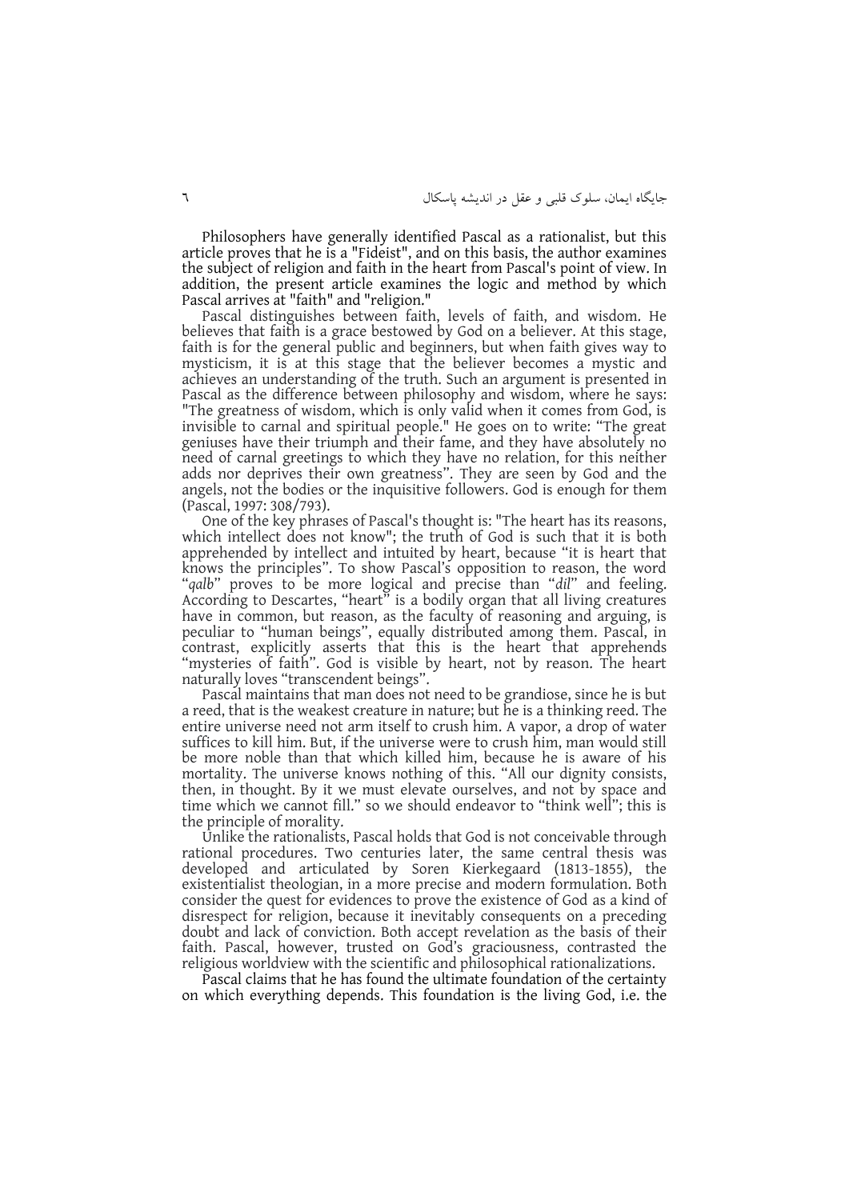Philosophers have generally identified Pascal as a rationalist, but this article proves that he is a "Fideist", and on this basis, the author examines the subject of religion and faith in the heart from Pascal's point of view. In addition, the present article examines the logic and method by which Pascal arrives at "faith" and "religion."

Pascal distinguishes between faith, levels of faith, and wisdom. He believes that faith is a grace bestowed by God on a believer. At this stage, faith is for the general public and beginners, but when faith gives way to mysticism, it is at this stage that the believer becomes a mystic and achieves an understanding of the truth. Such an argument is presented in Pascal as the difference between philosophy and wisdom, where he says: "The greatness of wisdom, which is only valid when it comes from God, is invisible to carnal and spiritual people." He goes on to write: "The great geniuses have their triumph and their fame, and they have absolutely no need of carnal greetings to which they have no relation, for this neither adds nor deprives their own greatness". They are seen by God and the angels, not the bodies or the inquisitive followers. God is enough for them (Pascal, 1997: 308/793).

One of the key phrases of Pascal's thought is: "The heart has its reasons, which intellect does not know"; the truth of God is such that it is both apprehended by intellect and intuited by heart, because "it is heart that knows the principles". To show Pascal's opposition to reason, the word "*qalb*" proves to be more logical and precise than "*dil*" and feeling. According to Descartes, "heart" is a bodily organ that all living creatures have in common, but reason, as the faculty of reasoning and arguing, is peculiar to "human beings", equally distributed among them. Pascal, in contrast, explicitly asserts that this is the heart that apprehends "mysteries of faith". God is visible by heart, not by reason. The heart naturally loves "transcendent beings".

Pascal maintains that man does not need to be grandiose, since he is but a reed, that is the weakest creature in nature; but he is a thinking reed. The entire universe need not arm itself to crush him. A vapor, a drop of water suffices to kill him. But, if the universe were to crush him, man would still be more noble than that which killed him, because he is aware of his mortality. The universe knows nothing of this. "All our dignity consists, then, in thought. By it we must elevate ourselves, and not by space and time which we cannot fill." so we should endeavor to "think well"; this is the principle of morality.

Unlike the rationalists, Pascal holds that God is not conceivable through rational procedures. Two centuries later, the same central thesis was developed and articulated by Soren Kierkegaard (1813-1855), the existentialist theologian, in a more precise and modern formulation. Both consider the quest for evidences to prove the existence of God as a kind of disrespect for religion, because it inevitably consequents on a preceding doubt and lack of conviction. Both accept revelation as the basis of their faith. Pascal, however, trusted on God's graciousness, contrasted the religious worldview with the scientific and philosophical rationalizations.

Pascal claims that he has found the ultimate foundation of the certainty on which everything depends. This foundation is the living God, i.e. the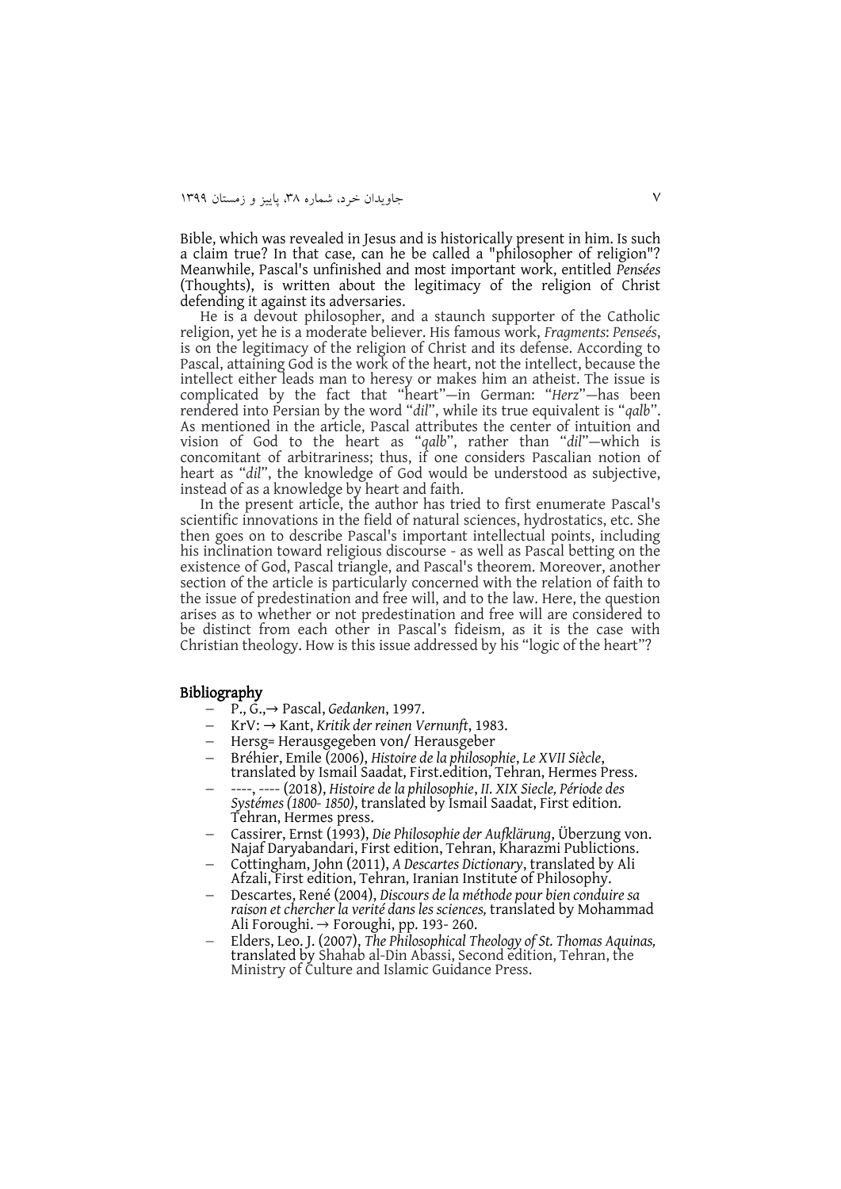Bible, which was revealed in Jesus and is historically present in him. Is such a claim true? In that case, can he be called a "philosopher of religion"? Meanwhile, Pascal's unfinished and most important work, entitled *Pensées* (Thoughts), is written about the legitimacy of the religion of Christ defending it against its adversaries.

He is a devout philosopher, and a staunch supporter of the Catholic religion, yet he is a moderate believer. His famous work, *Fragments*: *Penseés*, is on the legitimacy of the religion of Christ and its defense. According to Pascal, attaining God is the work of the heart, not the intellect, because the intellect either leads man to heresy or makes him an atheist. The issue is complicated by the fact that "heart"—in German: "*Herz*"—has been rendered into Persian by the word "*dil*", while its true equivalent is "*qalb*". As mentioned in the article, Pascal attributes the center of intuition and vision of God to the heart as "*qalb*", rather than "*dil*"—which is concomitant of arbitrariness; thus, if one considers Pascalian notion of heart as "*dil*", the knowledge of God would be understood as subjective, instead of as a knowledge by heart and faith.

In the present article, the author has tried to first enumerate Pascal's scientific innovations in the field of natural sciences, hydrostatics, etc. She then goes on to describe Pascal's important intellectual points, including his inclination toward religious discourse - as well as Pascal betting on the existence of God, Pascal triangle, and Pascal's theorem. Moreover, another section of the article is particularly concerned with the relation of faith to the issue of predestination and free will, and to the law. Here, the question arises as to whether or not predestination and free will are considered to be distinct from each other in Pascal's fideism, as it is the case with Christian theology. How is this issue addressed by his "logic of the heart"?

## Bibliography

- P., G.,→ Pascal, *Gedanken*, 1997.
- KrV: → Kant, *Kritik der reinen Vernunft*, 1983.
- Hersg= Herausgegeben von/ Herausgeber
- Bréhier, Emile (2006), *Histoire de la philosophie*, *Le XVII Siècle*, translated by Ismail Saadat, First.edition, Tehran, Hermes Press.
- ----, ---- (2018), *Histoire de la philosophie*, *II. XIX Siecle, Période des Systémes (1800- 1850)*, translated by Ismail Saadat, First edition. Tehran, Hermes press.
- Cassirer, Ernst (1993), *Die Philosophie der Aufklärung*, Überzung von. Najaf Daryabandari, First edition, Tehran, Kharazmi Publictions.
- Cottingham, John (2011), *A Descartes Dictionary*, translated by Ali Afzali, First edition, Tehran, Iranian Institute of Philosophy.
- Descartes, René (2004), *Discours de la méthode pour bien conduire sa raison et chercher la verité dans les sciences,* translated by Mohammad Ali Foroughi. → Foroughi, pp. 193- 260.
- Elders, Leo. J. (2007), *The Philosophical Theology of St. Thomas Aquinas,* translated by Shahab al-Din Abassi, Second edition, Tehran, the Ministry of Culture and Islamic Guidance Press.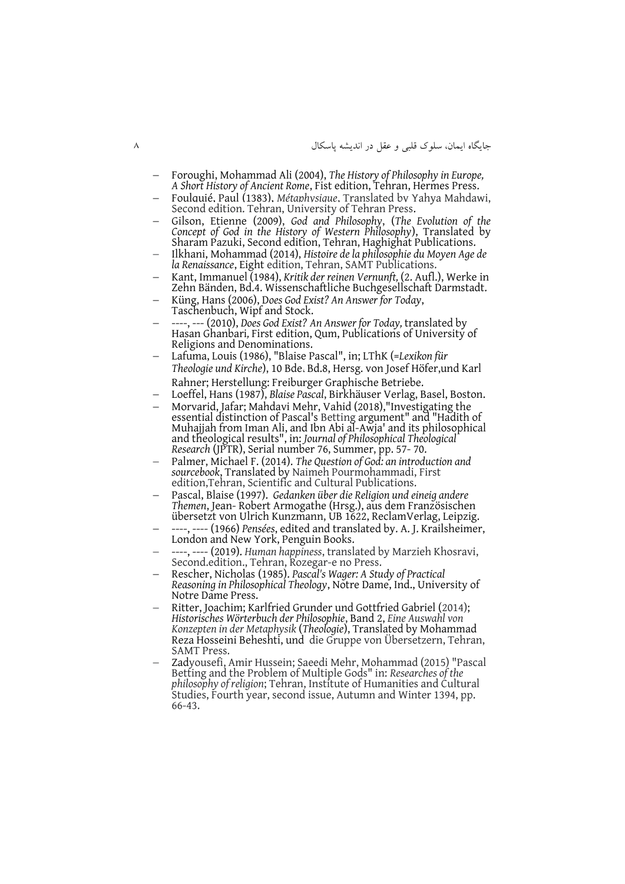- Foroughi, Mohammad Ali (2004), *The History of Philosophy in Europe, A Short History of Ancient Rome*, Fist edition, Tehran, Hermes Press.
- Foulquié, Paul (1383), *Métaphysique*, Translated by Yahya Mahdawi, Second edition. Tehran, University of Tehran Press.
- Gilson, Etienne (2009), *God and Philosophy*, (*The Evolution of the Concept of God in the History of Western Philosophy*), Translated by Sharam Pazuki, Second edition, Tehran, Haghighat Publications.
- Ilkhani, Mohammad (2014), *Histoire de la philosophie du Moyen Age de la Renaissance*, Eight edition, Tehran, SAMT Publications.
- Kant, Immanuel (1984), *Kritik der reinen Vernunft*, (2. Aufl.), Werke in Zehn Bänden, Bd.4. Wissenschaftliche Buchgesellschaft Darmstadt.
- Küng, Hans (2006), *Does God Exist? An Answer for Today*, Taschenbuch, Wipf and Stock.
- ----, --- (2010), *Does God Exist? An Answer for Today,* translated by Hasan Ghanbari, First edition, Qum, Publications of University of Religions and Denominations.
- Lafuma, Louis (1986), "Blaise Pascal", in; LThK (=*Lexikon für Theologie und Kirche*), 10 Bde. Bd.8, Hersg. von Josef Höfer,und Karl Rahner; Herstellung: Freiburger Graphische Betriebe.
- Loeffel, Hans (1987), *Blaise Pascal*, Birkhäuser Verlag, Basel, Boston.
- Morvarid, Jafar; Mahdavi Mehr, Vahid (2018),"Investigating the essential distinction of Pascal's Betting argument" and "Hadith of Muhajjah from Iman Ali, and Ibn Abi al-Awja' and its philosophical and theological results", in: *Journal of Philosophical Theological Research* (JPTR), Serial number 76, Summer, pp. 57- 70.
- Palmer, Michael F. (2014). *The Question of God: an introduction and sourcebook*, Translated by Naimeh Pourmohammadi, First edition,Tehran, Scientific and Cultural Publications.
- Pascal, Blaise (1997). *Gedanken über die Religion und eineig andere Themen*, Jean- Robert Armogathe (Hrsg.), aus dem Französischen übersetzt von Ulrich Kunzmann, UB 1622, ReclamVerlag, Leipzig.
- ----, ---- (1966) *Pensées*, edited and translated by. A. J. Krailsheimer, London and New York, Penguin Books.
- ----, ---- (2019). *Human happiness*, translated by Marzieh Khosravi, Second.edition., Tehran, Rozegar-e no Press.
- Rescher, Nicholas (1985). *Pascal's Wager: A Study of Practical Reasoning in Philosophical Theology*, Notre Dame, Ind., University of Notre Dame Press.
- Ritter, Joachim; Karlfried Grunder und Gottfried Gabriel (2014); *Historisches Wörterbuch der Philosophie*, Band 2, *Eine Auswahl von Konzepten in der Metaphysik* (*Theologie*), Translated by Mohammad Reza Hosseini Beheshti, und die Gruppe von Übersetzern, Tehran, SAMT Press.
- Zadyousefi, Amir Hussein; Saeedi Mehr, Mohammad (2015) "Pascal Betting and the Problem of Multiple Gods" in: *Researches of the philosophy of religion*; Tehran, Institute of Humanities and Cultural Studies, Fourth year, second issue, Autumn and Winter 1394, pp. 66-43.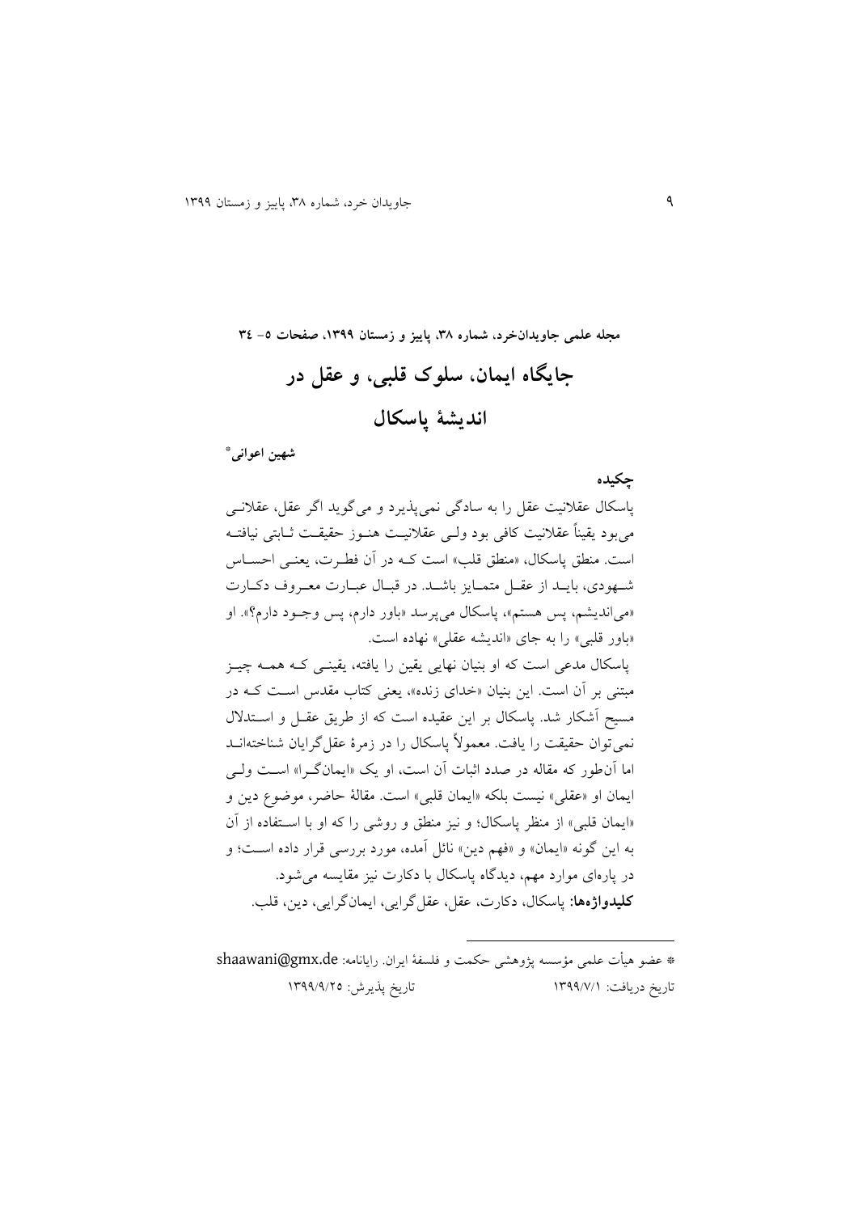مجله علمی جاویدان‌خرد، شماره ۳۸، پاییز و زمستان ۱۳۹۹، صفحات ۵- ۳٤

# جایگاه ایمان، سلوک قلبی، و عقل در اندیشۀ پاسکال

**شهین اعوانی***

## چکیده

پاسکال عقلانیت عقل را به سادگی نمی‌پذیرد و می‌گوید اگر عقل، عقلانی می‌بود یقیناً عقلانیت کافی بود ولی عقلانیت هنوز حقیقت ثابتی نیافته است. منطق پاسکال، «منطق قلب» است که در آن فطرت، یعنی احساس شهودی، باید از عقل متمایز باشد. در قبال عبارت معروف دکارت «می‌اندیشم، پس هستم»، پاسکال می‌پرسد «باور دارم، پس وجود دارم؟». او «باور قلبی» را به جای «اندیشه عقلی» نهاده است.

پاسکال مدعی است که او بنیان نهایی یقین را یافته، یقینی که همه چیز مبتنی بر آن است. این بنیان «خدای زنده»، یعنی کتاب مقدس است که در مسیح آشکار شد. پاسکال بر این عقیده است که از طریق عقل و استدلال نمی‌توان حقیقت را یافت. معمولاً پاسکال را در زمرۀ عقل‌گرایان شناخته‌اند اما آن‌طور که مقاله در صدد اثبات آن است، او یک «ایمان‌گرا» است ولی ایمان او «عقلی» نیست بلکه «ایمان قلبی» است. مقالۀ حاضر، موضوع دین و «ایمان قلبی» از منظر پاسکال؛ و نیز منطق و روشی را که او با استفاده از آن به این گونه «ایمان» و «فهم دین» نائل آمده، مورد بررسی قرار داده است؛ و در پاره‌ای موارد مهم، دیدگاه پاسکال با دکارت نیز مقایسه می‌شود.

**کلیدواژه‌ها:** پاسکال، دکارت، عقل، عقل‌گرایی، ایمان‌گرایی، دین، قلب.

---

* عضو هیأت علمی مؤسسه پژوهشی حکمت و فلسفۀ ایران. رایانامه: shaawani@gmx.de

تاریخ دریافت: ۱۳۹۹/۷/۱ &nbsp;&nbsp;&nbsp;&nbsp; تاریخ پذیرش: ۱۳۹۹/۹/۲۵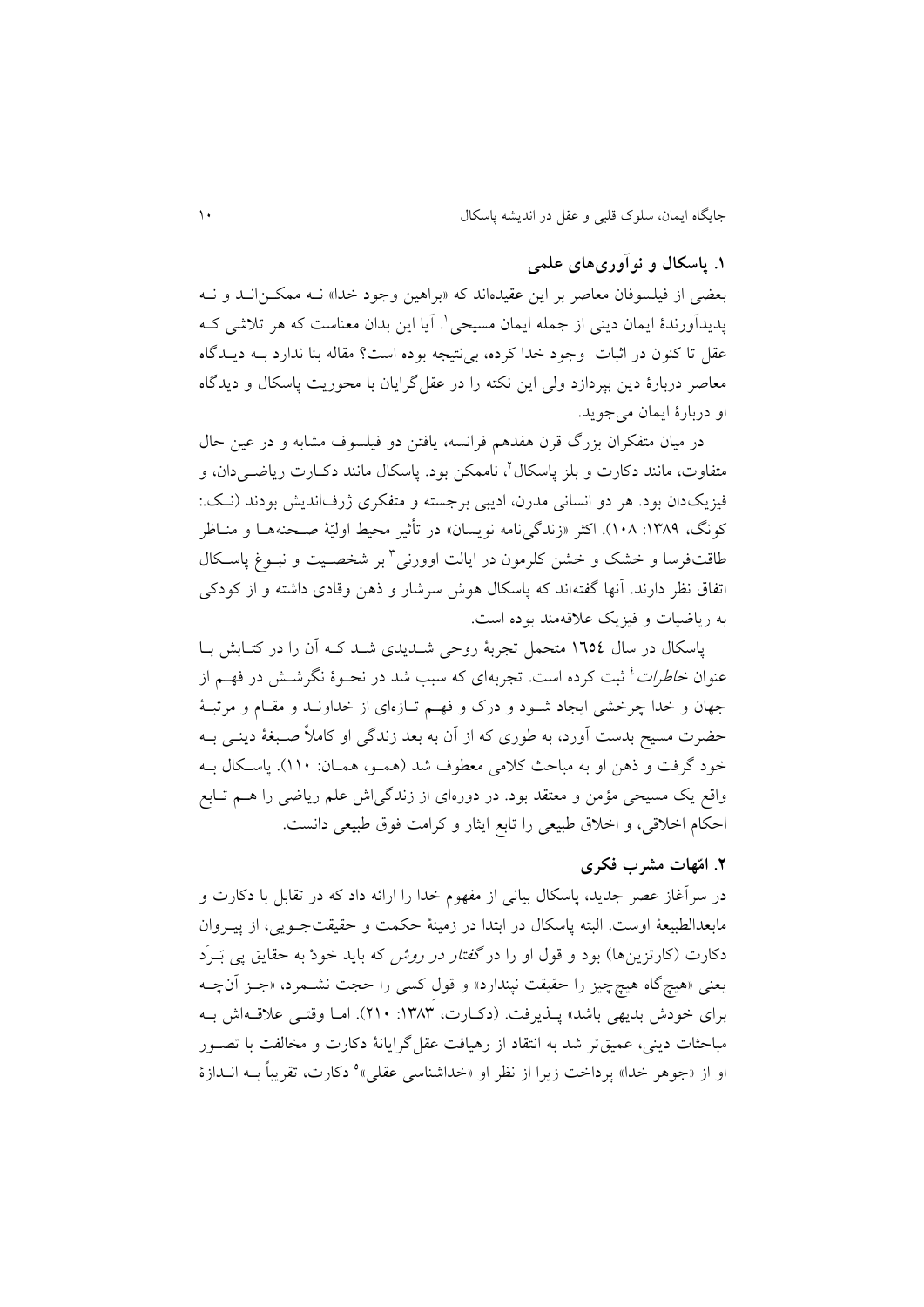## ۱. پاسکال و نوآوری‌های علمی

بعضی از فیلسوفان معاصر بر این عقیده‌اند که «براهین وجود خدا» نـه ممکـن‌انـد و نـه پدیدآورندهٔ ایمان دینی از جمله ایمان مسیحی[1]. آیا این بدان معناست که هر تلاشی کـه عقل تا کنون در اثبات وجود خدا کرده، بی‌نتیجه بوده است؟ مقاله بنا ندارد بـه دیـدگاه معاصر دربارهٔ دین بپردازد ولی این نکته را در عقل‌گرایان با محوریت پاسکال و دیدگاه او دربارهٔ ایمان می‌جوید.

در میان متفکران بزرگ قرن هفدهم فرانسه، یافتن دو فیلسوف مشابه و در عین حال متفاوت، مانند دکارت و بلز پاسکال[2]، ناممکن بود. پاسکال مانند دکـارت ریاضـی‌دان، و فیزیک‌دان بود. هر دو انسانی مدرن، ادیبی برجسته و متفکری ژرف‌اندیش بودند (نـک.: کونگ، ۱۳۸۹: ۱۰۸). اکثر «زندگی‌نامه نویسان» در تأثیر محیط اولیهٔ صـحنه‌هـا و منـاظر طاقت‌فرسا و خشک و خشن کلرمون در ایالت اوورنی[3] بر شخصـیت و نبـوغ پاسـکال اتفاق نظر دارند. آنها گفته‌اند که پاسکال هوش سرشار و ذهن وقادی داشته و از کودکی به ریاضیات و فیزیک علاقه‌مند بوده است.

پاسکال در سال ١٦٥٤ متحمل تجربهٔ روحی شـدیدی شـد کـه آن را در کتـابش بـا عنوان *خاطرات*[4] ثبت کرده است. تجربه‌ای که سبب شد در نحـوهٔ نگرشـش در فهـم از جهان و خدا چرخشی ایجاد شـود و درک و فهـم تـازه‌ای از خداونـد و مقـام و مرتبـهٔ حضرت مسیح بدست آورد، به طوری که از آن به بعد زندگی او کاملاً صـبغهٔ دینـی بـه خود گرفت و ذهن او به مباحث کلامی معطوف شد (همـو، همـان: ۱۱۰). پاسـکال بـه واقع یک مسیحی مؤمن و معتقد بود. در دوره‌ای از زندگی‌اش علم ریاضی را هـم تـابع احکام اخلاقی، و اخلاق طبیعی را تابع ایثار و کرامت فوق طبیعی دانست.

## ۲. امّهات مشرب فکری

در سرآغاز عصر جدید، پاسکال بیانی از مفهوم خدا را ارائه داد که در تقابل با دکارت و مابعدالطبیعهٔ اوست. البته پاسکال در ابتدا در زمینهٔ حکمت و حقیقت‌جـویی، از پیـروان دکارت (کارتزین‌ها) بود و قول او را در *گفتار در روش* که باید خودْ به حقایق پی بَـرَد یعنی «هیچ‌گاه هیچ‌چیز را حقیقت نپندارد» و قولِ کسی را حجت نشـمرد، «جـز آن‌چـه برای خودش بدیهی باشد» پـذیرفت. (دکـارت، ۱۳۸۳: ۲۱۰). امـا وقتـی علاقـه‌اش بـه مباحثات دینی، عمیق‌تر شد به انتقاد از رهیافت عقل‌گرایانهٔ دکارت و مخالفت با تصـور او از «جوهر خدا» پرداخت زیرا از نظر او «خداشناسی عقلی»[5] دکارت، تقریباً بـه انـدازهٔ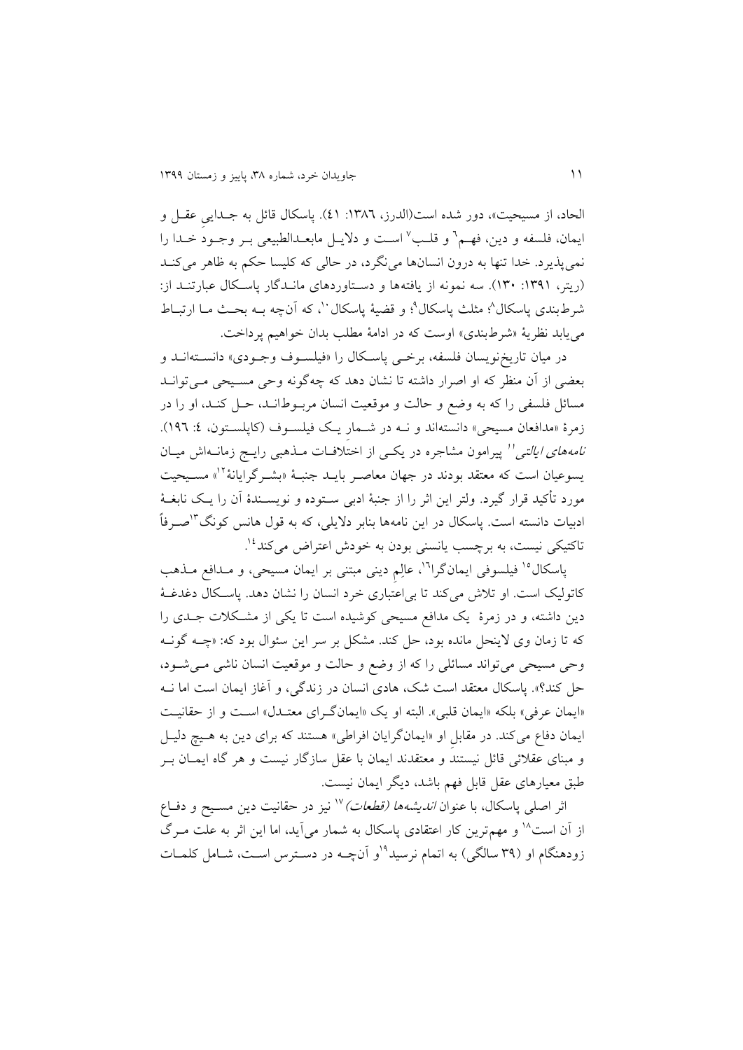الحاد، از مسیحیت»، دور شده است(الدرز، ١٣٨٦: ٤١). پاسکال قائل به جـدایی عقـل و ایمان، فلسفه و دین، فهـم[6] و قلـب[7] اسـت و دلایـل مابعـدالطبیعی بـر وجـود خـدا را نمی‌پذیرد. خدا تنها به درون انسان‌ها می‌نگرد، در حالی که کلیسا حکم به ظاهر می‌کنـد (ریتر، ١٣٩١: ١٣٠). سه نمونه از یافته‌ها و دسـتاوردهای مانـدگار پاسـکال عبارتنـد از: شرط‌بندی پاسکال[8]؛ مثلث پاسکال[9]؛ و قضیهٔ پاسکال[10]، که آن‌چه بـه بحـث مـا ارتبـاط می‌یابد نظریهٔ «شرط‌بندی» اوست که در ادامهٔ مطلب بدان خواهیم پرداخت.

در میان تاریخ‌نویسان فلسفه، برخـی پاسـکال را «فیلسـوف وجـودی» دانسـته‌انـد و بعضی از آن منظر که او اصرار داشته تا نشان دهد که چه‌گونه وحی مسـیحی مـی‌توانـد مسائل فلسفی را که به وضع و حالت و موقعیت انسان مربـوطانـد، حـل کنـد، او را در زمرهٔ «مدافعان مسیحی» دانسته‌اند و نـه در شـمارِ یـک فیلسـوف (کاپلسـتون، ٤: ١٩٦). *نامه‌های ایالتی*[11] پیرامون مشاجره در یکـی از اختلافـات مـذهبی رایـج زمانـه‌اش میـان یسوعیان است که معتقد بودند در جهان معاصـر بایـد جنبـهٔ «بشـرگرایانهٔ[12]» مسـیحیت مورد تأکید قرار گیرد. ولتر این اثر را از جنبهٔ ادبی سـتوده و نویسـندهٔ آن را یـک نابغـهٔ ادبیات دانسته است. پاسکال در این نامه‌ها بنابر دلایلی، که به قول هانس کونگ[13]صـرفاً تاکتیکی نیست، به برچسب یانسنی بودن به خودش اعتراض می‌کند[14].

پاسکال[15] فیلسوفی ایمان‌گرا[16]، عالِم دینی مبتنی بر ایمان مسیحی، و مـدافع مـذهب کاتولیک است. او تلاش می‌کند تا بی‌اعتباری خرد انسان را نشان دهد. پاسـکال دغدغـهٔ دین داشته، و در زمرهٔ یک مدافع مسیحی کوشیده است تا یکی از مشـکلات جـدی را که تا زمان وی لاینحل مانده بود، حل کند. مشکل بر سر این سئوال بود که: «چـه گونـه وحی مسیحی می‌تواند مسائلی را که از وضع و حالت و موقعیت انسان ناشی مـی‌شـود، حل کند؟». پاسکال معتقد است شک، هادی انسان در زندگی، و آغاز ایمان است اما نـه «ایمان عرفی» بلکه «ایمان قلبی». البته او یک «ایمان‌گـرای معتـدل» اسـت و از حقانیـت ایمان دفاع می‌کند. در مقابلِ او «ایمان‌گرایان افراطی» هستند که برای دین به هـیچ دلیـل و مبنای عقلائی قائل نیستند و معتقدند ایمان با عقل سازگار نیست و هر گاه ایمـان بـر طبق معیارهای عقل قابل فهم باشد، دیگر ایمان نیست.

اثر اصلی پاسکال، با عنوان *اندیشه‌ها (قطعات)*[17] نیز در حقانیت دین مسـیح و دفـاع از آن است[18] و مهم‌ترین کار اعتقادی پاسکال به شمار می‌آید، اما این اثر به علت مـرگ زودهنگام او (٣٩ سالگی) به اتمام نرسید[19]و آن‌چـه در دسـترس اسـت، شـامل کلمـات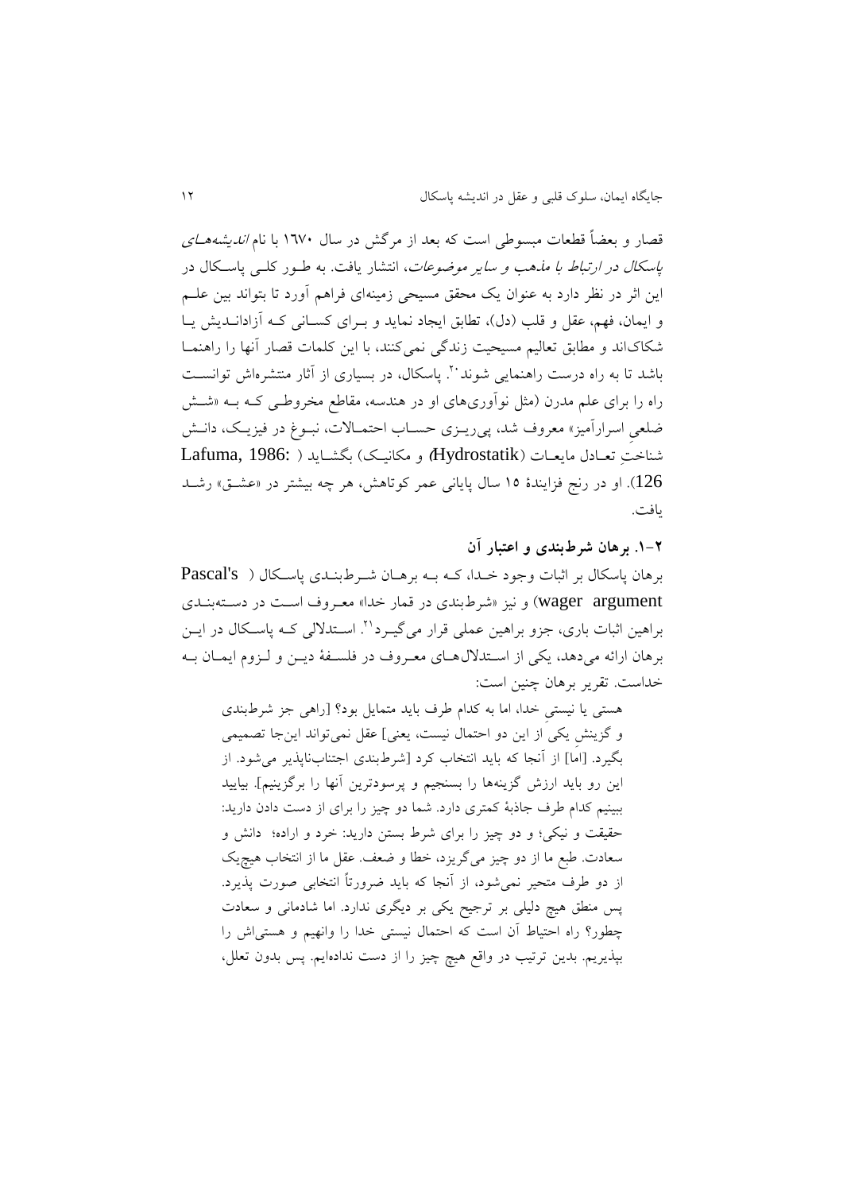قصار و بعضاً قطعات مبسوطی است که بعد از مرگش در سال ۱۶۷۰ با نام *اندیشه‌های پاسکال در ارتباط با مذهب و سایر موضوعات*، انتشار یافت. به طـور کلـی پاسـکال در این اثر در نظر دارد به عنوان یک محقق مسیحی زمینه‌ای فراهم آورد تا بتواند بین علـم و ایمان، فهم، عقل و قلب (دل)، تطابق ایجاد نماید و بـرای کسـانی کـه آزاداندیش یـا شکاک‌اند و مطابق تعالیم مسیحیت زندگی نمی‌کنند، با این کلمات قصار آنها را راهنمـا باشد تا به راه درست راهنمایی شوند[۲۰]. پاسکال، در بسیاری از آثار منتشره‌اش توانسـت راه را برای علم مدرن (مثل نوآوری‌های او در هندسه، مقاطع مخروطـی کـه بـه «شـش ضلعیِ اسرارآمیز» معروف شد، پی‌ریـزی حسـاب احتمـالات، نبـوغ در فیزیـک، دانـش شناختِ تعـادل مایعـات (Hydrostatik) و مکانیـک) بگشـاید (Lafuma, 1986: 126). او در رنج فزایندهٔ ۱۵ سال پایانی عمر کوتاهش، هر چه بیشتر در «عشـق» رشـد یافت.

### ۲-۱. برهان شرط‌بندی و اعتبار آن

برهان پاسکال بر اثبات وجود خـدا، کـه بـه برهـان شـرط‌بنـدی پاسـکال (Pascal's wager argument) و نیز «شرط‌بندی در قمار خدا» معـروف اسـت در دسـته‌بنـدی براهین اثبات باری، جزو براهین عملی قرار می‌گیـرد[۲۱]. اسـتدلالی کـه پاسـکال در ایـن برهان ارائه می‌دهد، یکی از اسـتدلال‌هـای معـروف در فلسـفهٔ دیـن و لـزوم ایمـان بـه خداست. تقریر برهان چنین است:

> هستی یا نیستیِ خدا، اما به کدام طرف باید متمایل بود؟ [راهی جز شرط‌بندی و گزینشِ یکی از این دو احتمال نیست، یعنی] عقل نمی‌تواند این‌جا تصمیمی بگیرد. [اما] از آنجا که باید انتخاب کرد [شرط‌بندی اجتناب‌ناپذیر می‌شود. از این رو باید ارزش گزینه‌ها را بسنجیم و پرسودترین آنها را برگزینیم]. بیایید ببینیم کدام طرف جاذبهٔ کمتری دارد. شما دو چیز را برای از دست دادن دارید: حقیقت و نیکی؛ و دو چیز را برای شرط بستن دارید: خرد و اراده؛ دانش و سعادت. طبع ما از دو چیز می‌گریزد، خطا و ضعف. عقل ما از انتخاب هیچ‌یک از دو طرف متحیر نمی‌شود، از آنجا که باید ضرورتاً انتخابی صورت پذیرد. پس منطق هیچ دلیلی بر ترجیح یکی بر دیگری ندارد. اما شادمانی و سعادت چطور؟ راه احتیاط آن است که احتمال نیستی خدا را وانهیم و هستی‌اش را بپذیریم. بدین ترتیب در واقع هیچ چیز را از دست نداده‌ایم. پس بدون تعلل،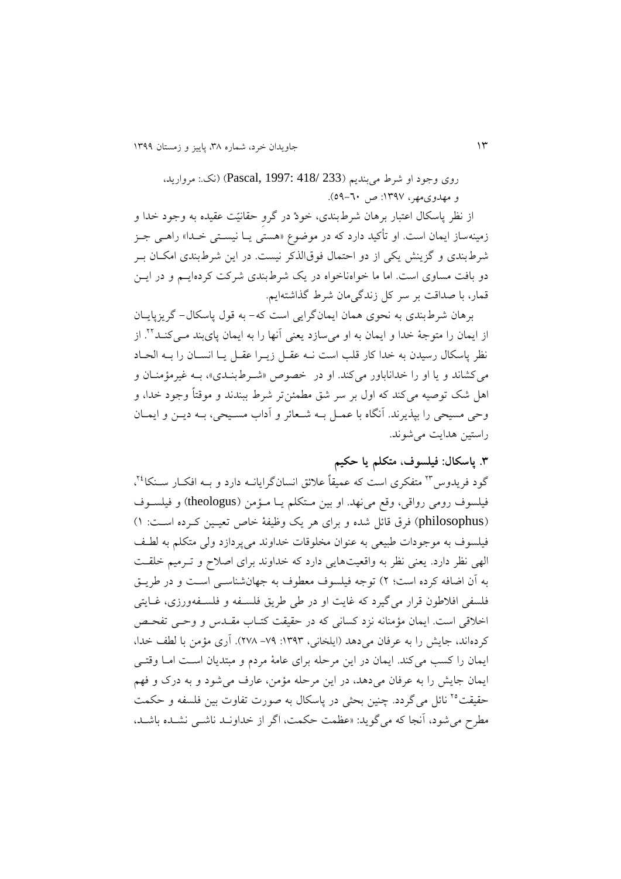روی وجود او شرط می‌بندیم (Pascal, 1997: 418/ 233) (نک.: مروارید، و مهدوی‌مهر، ۱۳۹۷: ص ۶۰–۵۹).

از نظر پاسکال اعتبار برهان شرط‌بندی، خودْ در گروِ حقانیّت عقیده به وجود خدا و زمینه‌ساز ایمان است. او تأکید دارد که در موضوع «هستی یـا نیسـتی خـدا» راهـی جـز شرط‌بندی و گزینش یکی از دو احتمال فوق‌الذکر نیست. در این شرط‌بندی امکـان بـر دو بافت مساوی است. اما ما خواه‌ناخواه در یک شرط‌بندی شرکت کرده‌ایـم و در ایـن قمار، با صداقت بر سر کل زندگی‌مان شرط گذاشته‌ایم.

برهان شرط‌بندی به نحوی همان ایمان‌گرایی است که– به قول پاسکال– گریزپایـان از ایمان را متوجهٔ خدا و ایمان به او می‌سازد یعنی آنها را به ایمان پای‌بند مـی‌کنـد[22]. از نظر پاسکال رسیدن به خدا کار قلب است نـه عقـل زیـرا عقـل یـا انسـان را بـه الحـاد می‌کشاند و یا او را خداناباور می‌کند. او در خصوص «شـرط‌بنـدی»، بـه غیرمؤمنـان و اهل شک توصیه می‌کند که اول بر سر شق مطمئن‌تر شرط ببندند و موقتاً وجود خدا، و وحی مسیحی را بپذیرند. آنگاه با عمـل بـه شـعائر و آداب مسـیحی، بـه دیـن و ایمـان راستین هدایت می‌شوند.

### ۳. پاسکال: فیلسوف، متکلم یا حکیم

گود فریدوس[23] متفکری است که عمیقاً علائق انسان‌گرایانـه دارد و بـه افکـار سـنکا[24]، فیلسوف رومی رواقی، وقع می‌نهد. او بین مـتکلم یـا مـؤمن (theologus) و فیلسـوف (philosophus) فرق قائل شده و برای هر یک وظیفهٔ خاص تعیـین کـرده اسـت: ۱) فیلسوف به موجودات طبیعی به عنوان مخلوقات خداوند می‌پردازد ولی متکلم به لطـف الهی نظر دارد. یعنی نظر به واقعیت‌هایی دارد که خداوند برای اصلاح و تـرمیم خلقـت به آن اضافه کرده است؛ ۲) توجه فیلسوف معطوف به جهان‌شناسـی اسـت و در طریـق فلسفی افلاطون قرار می‌گیرد که غایت او در طی طریق فلسـفه و فلسـفه‌ورزی، غـایتی اخلاقی است. ایمان مؤمنانه نزد کسانی که در حقیقت کتـاب مقـدس و وحـی تفحـص کرده‌اند، جایش را به عرفان می‌دهد (ایلخانی، ۱۳۹۳: ۷۹– ۲۷۸). آری مؤمن با لطف خدا، ایمان را کسب می‌کند. ایمان در این مرحله برای عامهٔ مردم و مبتدیان اسـت امـا وقتـی ایمان جایش را به عرفان می‌دهد، در این مرحله مؤمن، عارف می‌شود و به درک و فهم حقیقت[25] نائل می‌گردد. چنین بحثی در پاسکال به صورت تفاوت بین فلسفه و حکمت مطرح می‌شود، آنجا که می‌گوید: «عظمت حکمت، اگر از خداونـد ناشـی نشـده باشـد،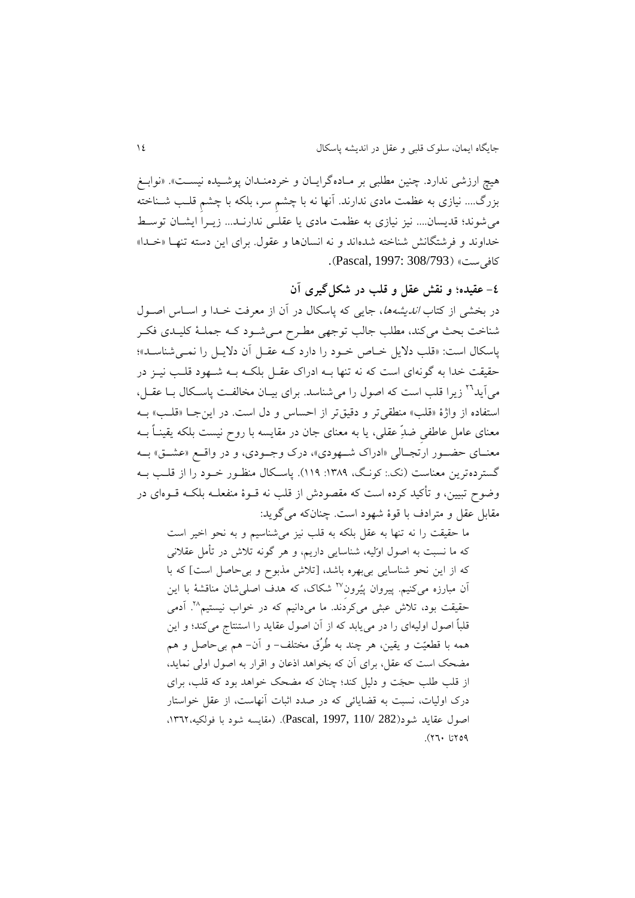هیچ ارزشی ندارد. چنین مطلبی بر مـاده‌گرایـان و خردمنـدان پوشـیده نیسـت». «نوابـغ بزرگ.... نیازی به عظمت مادی ندارند. آنها نه با چشمِ سر، بلکه با چشمِ قلـب شـناخته می‌شوند؛ قدیسان.... نیز نیازی به عظمت مادی یا عقلـی ندارنـد... زیـرا ایشـان توسـط خداوند و فرشتگانش شناخته شده‌اند و نه انسان‌ها و عقول. برای این دسته تنهـا «خـدا» کافی‌ست» (Pascal, 1997: 308/793).

## ٤- عقیده؛ و نقش عقل و قلب در شکل‌گیری آن

در بخشی از کتاب *اندیشه‌ها*، جایی که پاسکال در آن از معرفت خـدا و اسـاس اصـول شناخت بحث می‌کند، مطلب جالب توجهی مطـرح مـی‌شـود کـه جملـهٔ کلیـدی فکـر پاسکال است: «قلب دلایل خـاص خـود را دارد کـه عقـل آن دلایـل را نمـی‌شناسـد»؛ حقیقت خدا به گونه‌ای است که نه تنها بـه ادراک عقـل بلکـه بـه شـهود قلـب نیـز در می‌آید[٢٦] زیرا قلب است که اصول را می‌شناسد. برای بیـان مخالفـت پاسـکال بـا عقـل، استفاده از واژهٔ «قلب» منطقی‌تر و دقیق‌تر از احساس و دل است. در این‌جـا «قلـب» بـه معنای عامل عاطفیِ ضدِّ عقلی، یا به معنای جان در مقایسه با روح نیست بلکه یقینـاً بـه معنـای حضـور ارتجـالی «ادراک شـهودی»، درک وجـودی، و در واقـع «عشـق» بـه گسترده‌ترین معناست (نک.: کونـگ، ١٣٨٩: ١١٩). پاسـکال منظـور خـود را از قلـب بـه وضوح تبیین، و تأکید کرده است که مقصودش از قلب نه قـوهٔ منفعلـه بلکـه قـوه‌ای در مقابل عقل و مترادف با قوهٔ شهود است. چنان‌که می‌گوید:

> ما حقیقت را نه تنها به عقل بلکه به قلب نیز می‌شناسیم و به نحو اخیر است که ما نسبت به اصول اوّلیه، شناسایی داریم، و هر گونه تلاش در تأمل عقلانی که از این نحو شناسایی بی‌بهره باشد، [تلاش مذبوح و بی‌حاصل است] که با آن مبارزه می‌کنیم. پیروان پیُرون[٢٧] شکاک، که هدف اصلی‌شان مناقشهٔ با این حقیقت بود، تلاش عبثی می‌کردند. ما می‌دانیم که در خواب نیستیم[٢٨]. آدمی قلباً اصول اولیه‌ای را در می‌یابد که از آن اصول عقاید را استنتاج می‌کند؛ و این همه با قطعیّت و یقین، هر چند به طُرُق مختلف- و آن- هم بی‌حاصل و هم مضحک است که عقل، برای آن که بخواهد اذعان و اقرار به اصول اولی نماید، از قلب طلب حجّت و دلیل کند؛ چنان که مضحک خواهد بود که قلب، برای درک اولیات، نسبت به قضایائی که در صدد اثبات آنهاست، از عقل خواستار اصول عقاید شود(Pascal, 1997, 110/ 282). (مقایسه شود با فولکیه،١٣٦٢، ٢٥٩تا ٢٦٠).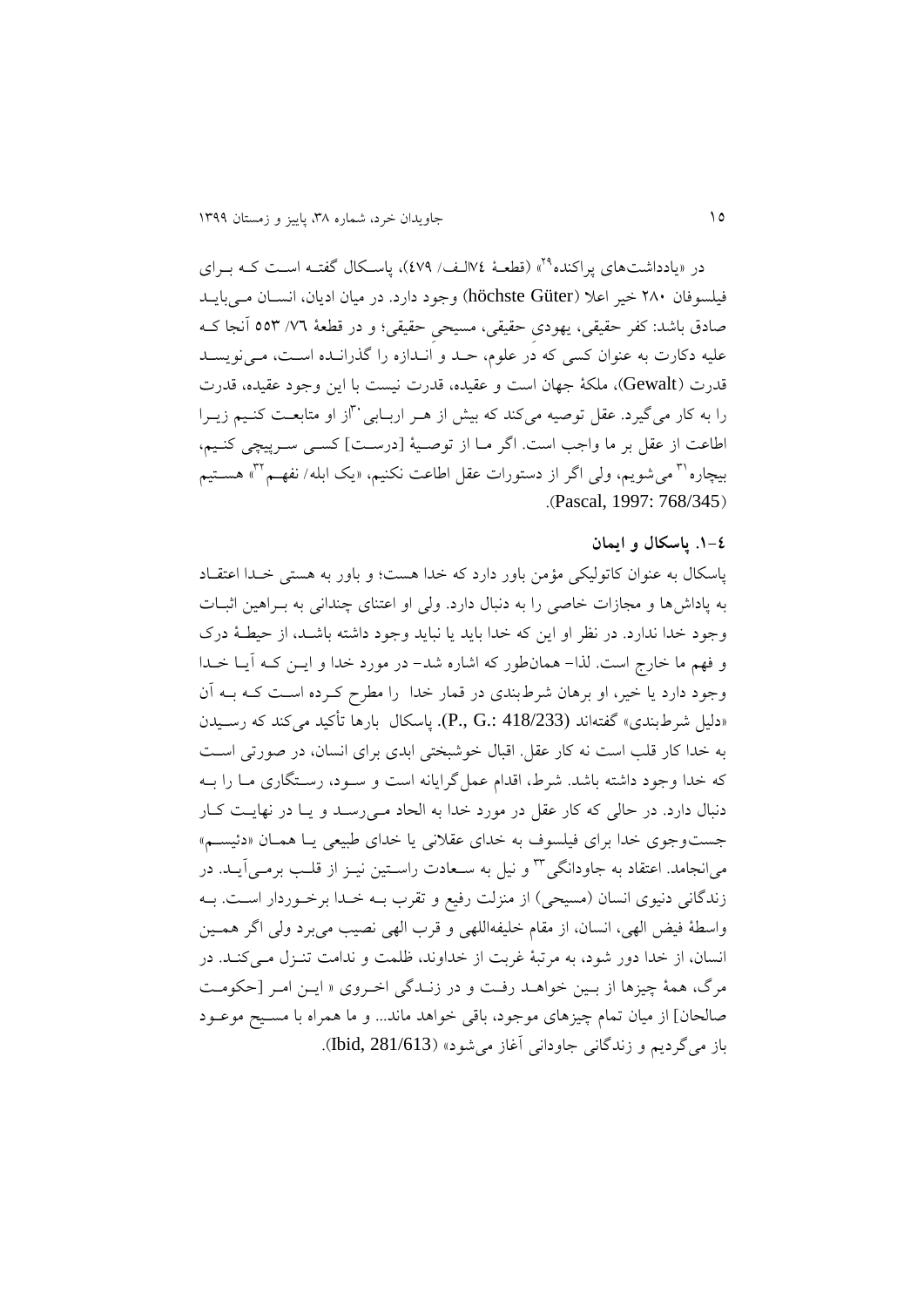در «یادداشت‌های پراکنده[29]» (قطعهٔ ۷۴الف/ ۴۷۹)، پاسکال گفته است که برای فیلسوفان ۲۸۰ خیر اعلا (höchste Güter) وجود دارد. در میان ادیان، انسان می‌باید صادق باشد: کفر حقیقی، یهودیِ حقیقی، مسیحیِ حقیقی؛ و در قطعهٔ ۷۶/ ۵۵۳ آنجا که علیه دکارت به عنوان کسی که در علوم، حد و اندازه را گذرانده است، می‌نویسد قدرت (Gewalt)، ملکهٔ جهان است و عقیده، قدرت نیست با این وجود عقیده، قدرت را به کار می‌گیرد. عقل توصیه می‌کند که بیش از هر اربابی[30] از او متابعت کنیم زیرا اطاعت از عقل بر ما واجب است. اگر ما از توصیهٔ [درست] کسی سرپیچی کنیم، بیچاره[31] می‌شویم، ولی اگر از دستورات عقل اطاعت نکنیم، «یک ابله/ نفهم[32]» هستیم (Pascal, 1997: 768/345).

### ۴-۱. پاسکال و ایمان

پاسکال به عنوان کاتولیکی مؤمن باور دارد که خدا هست؛ و باور به هستی خدا اعتقاد به پاداش‌ها و مجازات خاصی را به دنبال دارد. ولی او اعتنای چندانی به براهین اثبات وجود خدا ندارد. در نظر او این که خدا باید یا نباید وجود داشته باشد، از حیطهٔ درک و فهم ما خارج است. لذا- همان‌طور که اشاره شد- در مورد خدا و این که آیا خدا وجود دارد یا خیر، او برهان شرط‌بندی در قمار خدا را مطرح کرده است که به آن «دلیل شرط‌بندی» گفته‌اند (P., G.: 418/233). پاسکال بارها تأکید می‌کند که رسیدن به خدا کار قلب است نه کار عقل. اقبال خوشبختی ابدی برای انسان، در صورتی است که خدا وجود داشته باشد. شرط، اقدام عمل‌گرایانه است و سود، رستگاری ما را به دنبال دارد. در حالی که کار عقل در مورد خدا به الحاد می‌رسد و یا در نهایت کار جست‌وجوی خدا برای فیلسوف به خدای عقلانی یا خدای طبیعی یا همان «دئیسم» می‌انجامد. اعتقاد به جاودانگی[33] و نیل به سعادت راستین نیز از قلب برمی‌آید. در زندگانی دنیوی انسان (مسیحی) از منزلت رفیع و تقرب به خدا برخوردار است. به واسطهٔ فیض الهی، انسان، از مقام خلیفه‌اللهی و قرب الهی نصیب می‌برد ولی اگر همین انسان، از خدا دور شود، به مرتبهٔ غربت از خداوند، ظلمت و ندامت تنزل می‌کند. در مرگ، همهٔ چیزها از بین خواهد رفت و در زندگی اخروی « این امر [حکومت صالحان] از میان تمام چیزهای موجود، باقی خواهد ماند... و ما همراه با مسیح موعود باز می‌گردیم و زندگانی جاودانی آغاز می‌شود» (Ibid, 281/613).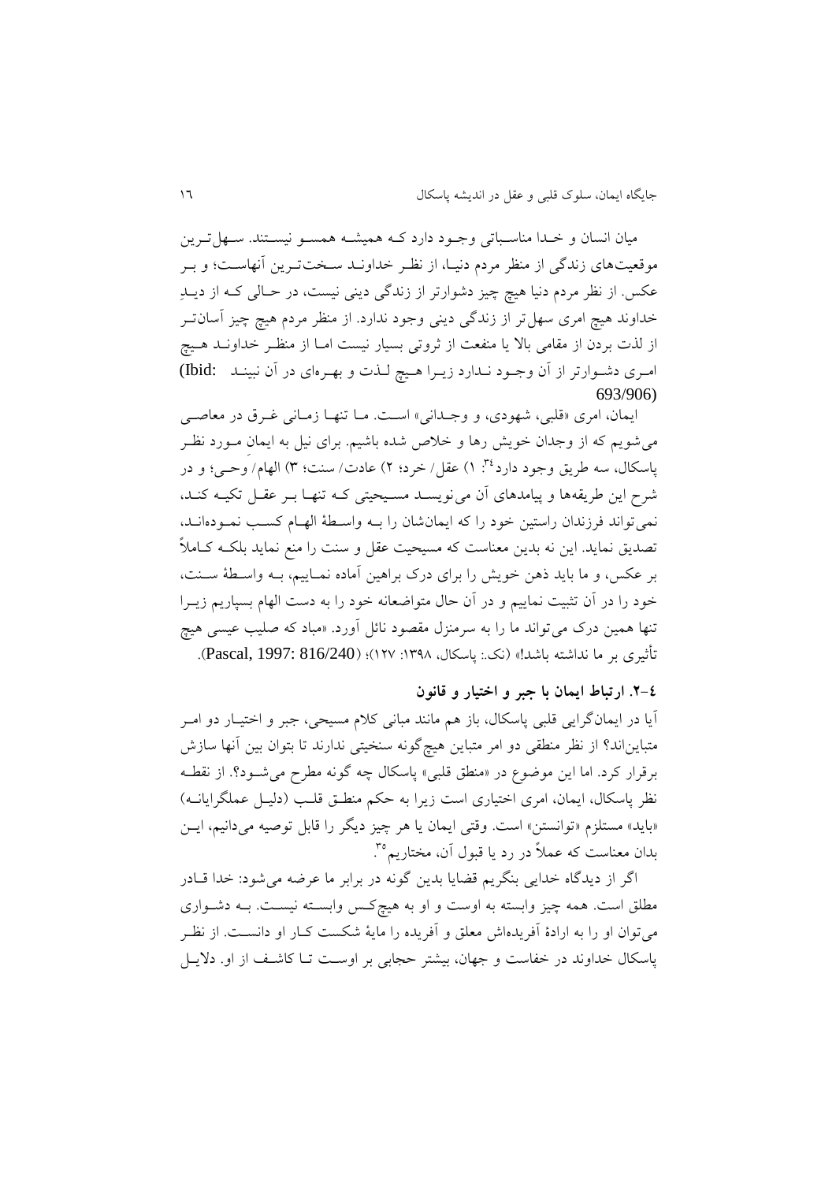میان انسان و خدا مناسباتی وجود دارد که همیشه همسو نیستند. سهل‌ترین موقعیت‌های زندگی از منظر مردم دنیا، از نظر خداوند سخت‌ترین آنهاست؛ و بر عکس. از نظر مردم دنیا هیچ چیز دشوارتر از زندگی دینی نیست، در حالی که از دیدِ خداوند هیچ امری سهل‌تر از زندگی دینی وجود ندارد. از منظر مردم هیچ چیز آسان‌تر از لذت بردن از مقامی بالا یا منفعت از ثروتی بسیار نیست اما از منظر خداوند هیچ امری دشوارتر از آن وجود ندارد زیرا هیچ لذت و بهره‌ای در آن نبینند (Ibid: 693/906)

ایمان، امری «قلبی، شهودی، و وجدانی» است. ما تنها زمانی غرق در معاصی می‌شویم که از وجدان خویش رها و خلاص شده باشیم. برای نیل به ایمانِ مورد نظر پاسکال، سه طریق وجود دارد[34]: ۱) عقل/ خرد؛ ۲) عادت/ سنت؛ ۳) الهام/ وحی؛ و در شرح این طریقه‌ها و پیامدهای آن می‌نویسد مسیحیتی که تنها بر عقل تکیه کند، نمی‌تواند فرزندان راستین خود را که ایمانشان را به واسطهٔ الهام کسب نموده‌اند، تصدیق نماید. این نه بدین معناست که مسیحیت عقل و سنت را منع نماید بلکه کاملاً بر عکس، و ما باید ذهن خویش را برای درک براهین آماده نماییم، به واسطهٔ سنت، خود را در آن تثبیت نماییم و در آن حال متواضعانه خود را به دست الهام بسپاریم زیرا تنها همین درک می‌تواند ما را به سرمنزل مقصود نائل آورد. «مباد که صلیب عیسی هیچ تأثیری بر ما نداشته باشد!» (نک.: پاسکال، ۱۳۹۸: ۱۲۷)؛ (Pascal, 1997: 816/240).

### ۴-۲. ارتباط ایمان با جبر و اختیار و قانون

آیا در ایمان‌گرایی قلبی پاسکال، باز هم مانند مبانی کلام مسیحی، جبر و اختیار دو امر متباین‌اند؟ از نظر منطقی دو امر متباین هیچ‌گونه سنخیتی ندارند تا بتوان بین آنها سازش برقرار کرد. اما این موضوع در «منطق قلبی» پاسکال چه گونه مطرح می‌شود؟. از نقطه نظر پاسکال، ایمان، امری اختیاری است زیرا به حکم منطق قلب (دلیل عملگرایانه) «باید» مستلزم «توانستن» است. وقتی ایمان یا هر چیز دیگر را قابل توصیه می‌دانیم، این بدان معناست که عملاً در رد یا قبول آن، مختاریم[35].

اگر از دیدگاه خدایی بنگریم قضایا بدین گونه در برابر ما عرضه می‌شود: خدا قادر مطلق است. همه چیز وابسته به اوست و او به هیچ‌کس وابسته نیست. به دشواری می‌توان او را به ارادهٔ آفریده‌اش معلق و آفریده را مایهٔ شکست کار او دانست. از نظر پاسکال خداوند در خفاست و جهان، بیشتر حجابی بر اوست تا کاشف از او. دلایل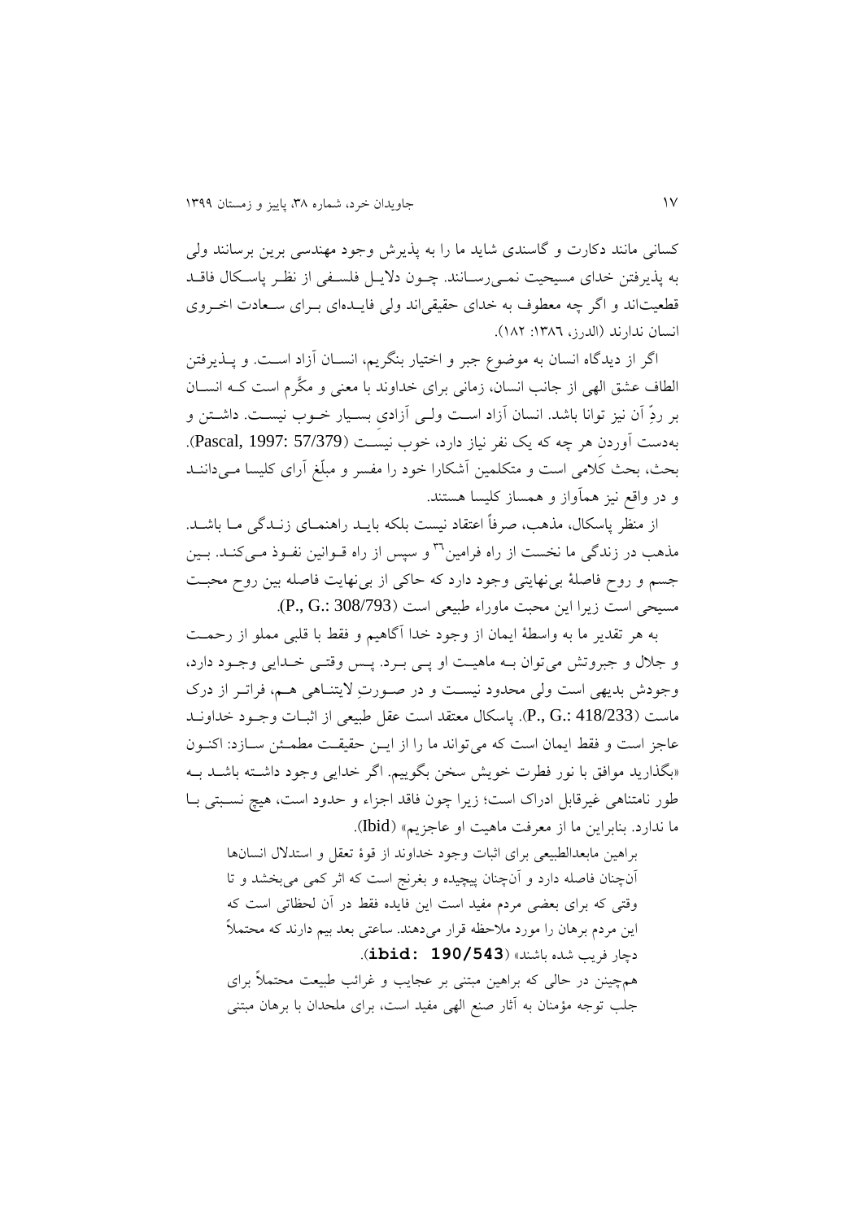کسانی مانند دکارت و گاسندی شاید ما را به پذیرش وجود مهندسی برین برسانند ولی به پذیرفتن خدای مسیحیت نمی‌رسانند. چون دلایل فلسفی از نظر پاسکال فاقد قطعیت‌اند و اگر چه معطوف به خدای حقیقی‌اند ولی فایده‌ای برای سعادت اخروی انسان ندارند (الدرز، ۱۳۸٦: ۱۸۲).

اگر از دیدگاه انسان به موضوع جبر و اختیار بنگریم، انسان آزاد است. و پذیرفتن الطاف عشق الهی از جانب انسان، زمانی برای خداوند با معنی و مکرّم است که انسان بر ردِّ آن نیز توانا باشد. انسان آزاد است ولی آزادیِ بسیار خوب نیست. داشتن و به‌دست آوردنِ هر چه که یک نفر نیاز دارد، خوب نیست (Pascal, 1997: 57/379). بحث، بحث کَلامی است و متکلمین آشکارا خود را مفسر و مبلّغ آرای کلیسا می‌دانند و در واقع نیز هم‌آواز و همساز کلیسا هستند.

از منظر پاسکال، مذهب، صرفاً اعتقاد نیست بلکه باید راهنمای زندگی ما باشد. مذهب در زندگی ما نخست از راه فرامین[36] و سپس از راه قوانین نفوذ می‌کند. بین جسم و روح فاصلهٔ بی‌نهایتی وجود دارد که حاکی از بی‌نهایت فاصله بین روح محبت مسیحی است زیرا این محبت ماوراء طبیعی است (P., G.: 308/793).

به هر تقدیر ما به واسطهٔ ایمان از وجود خدا آگاهیم و فقط با قلبی مملو از رحمت و جلال و جبروتش می‌توان بــه ماهیت او پی برد. پس وقتی خدایی وجود دارد، وجودش بدیهی است ولی محدود نیست و در صورتِ لایتناهی هم، فراتر از درک ماست (P., G.: 418/233). پاسکال معتقد است عقل طبیعی از اثبات وجود خداوند عاجز است و فقط ایمان است که می‌تواند ما را از این حقیقت مطمئن سازد: اکنون «بگذارید موافق با نور فطرت خویش سخن بگوییم. اگر خدایی وجود داشته باشد به طور نامتناهی غیرقابل ادراک است؛ زیرا چون فاقد اجزاء و حدود است، هیچ نسبتی با ما ندارد. بنابراین ما از معرفت ماهیت او عاجزیم» (Ibid).

> براهین مابعدالطبیعی برای اثبات وجود خداوند از قوهٔ تعقل و استدلال انسان‌ها آن‌چنان فاصله دارد و آن‌چنان پیچیده و بغرنج است که اثر کمی می‌بخشد و تا وقتی که برای بعضی مردم مفید است این فایده فقط در آن لحظاتی است که این مردم برهان را مورد ملاحظه قرار می‌دهند. ساعتی بعد بیم دارند که محتملاً دچار فریب شده باشند» (ibid: 190/543).

همچنین در حالی که براهین مبتنی بر عجایب و غرائب طبیعت محتملاً برای جلب توجه مؤمنان به آثار صنع الهی مفید است، برای ملحدان با برهان مبتنی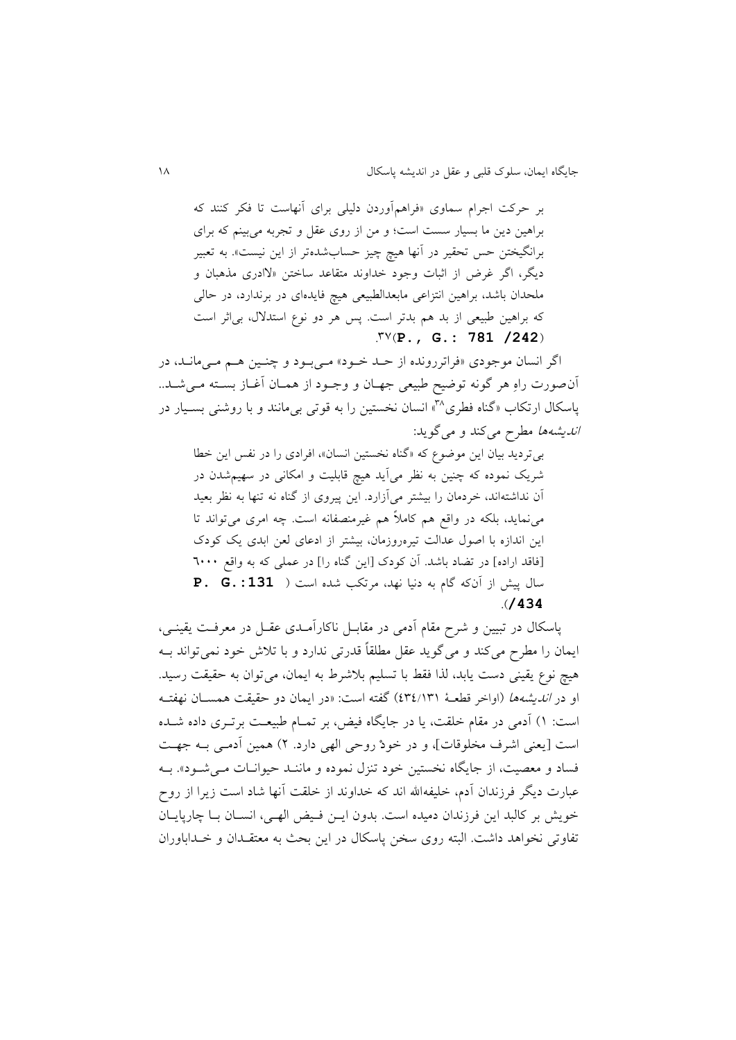بر حرکت اجرام سماوی «فراهم‌آوردن دلیلی برای آنهاست تا فکر کنند که براهین دین ما بسیار سست است؛ و من از روی عقل و تجربه می‌بینم که برای برانگیختن حس تحقیر در آنها هیچ چیز حساب‌شده‌تر از این نیست». به تعبیر دیگر، اگر غرض از اثبات وجود خداوند متقاعد ساختن «لاادری مذهبان و ملحدان باشد، براهین انتزاعی مابعدالطبیعی هیچ فایده‌ای در برندارد، در حالی که براهین طبیعی از بد هم بدتر است. پس هر دو نوع استدلال، بی‌اثر است (**P., G.: 781 /242**).[۳۷]

اگر انسان موجودی «فراتررونده از حد خود» می‌بود و چنین هم می‌ماند، در آن‌صورت راهِ هر گونه توضیح طبیعی جهان و وجود از همان آغاز بسته می‌شد.. پاسکال ارتکاب «گناه فطری[۳۸]» انسان نخستین را به قوتی بی‌مانند و با روشنی بسیار در *اندیشه‌ها* مطرح می‌کند و می‌گوید:

بی‌تردید بیان این موضوع که «گناه نخستین انسان»، افرادی را در نفس این خطا شریک نموده که چنین به نظر می‌آید هیچ قابلیت و امکانی در سهیم‌شدن در آن نداشته‌اند، خردمان را بیشتر می‌آزارد. این پیروی از گناه نه تنها به نظر بعید می‌نماید، بلکه در واقع هم کاملاً هم غیرمنصفانه است. چه امری می‌تواند تا این اندازه با اصول عدالت تیره‌روزمان، بیشتر از ادعای لعن ابدی یک کودک [فاقد اراده] در تضاد باشد. آن کودک [این گناه را] در عملی که به واقع ٦٠٠٠ سال پیش از آنکه گام به دنیا نهد، مرتکب شده است ( **P. G.:131 /434**).

پاسکال در تبیین و شرح مقام آدمی در مقابل ناکارآمدی عقل در معرفت یقینی، ایمان را مطرح می‌کند و می‌گوید عقل مطلقاً قدرتی ندارد و با تلاش خود نمی‌تواند به هیچ نوع یقینی دست یابد، لذا فقط با تسلیم بلاشرط به ایمان، می‌توان به حقیقت رسید. او در *اندیشه‌ها* (اواخر قطعهٔ ٤٣٤/١٣١) گفته است: «در ایمان دو حقیقت همسان نهفته است: ١) آدمی در مقام خلقت، یا در جایگاه فیض، بر تمام طبیعت برتری داده شده است [یعنی اشرف مخلوقات]، و در خودْ روحی الهی دارد. ٢) همین آدمی به جهت فساد و معصیت، از جایگاه نخستین خود تنزل نموده و مانند حیوانات می‌شود». به عبارت دیگر فرزندان آدم، خلیفه‌الله اند که خداوند از خلقت آنها شاد است زیرا از روح خویش بر کالبد این فرزندان دمیده است. بدون این فیض الهی، انسان با چارپایان تفاوتی نخواهد داشت. البته روی سخن پاسکال در این بحث به معتقدان و خداباوران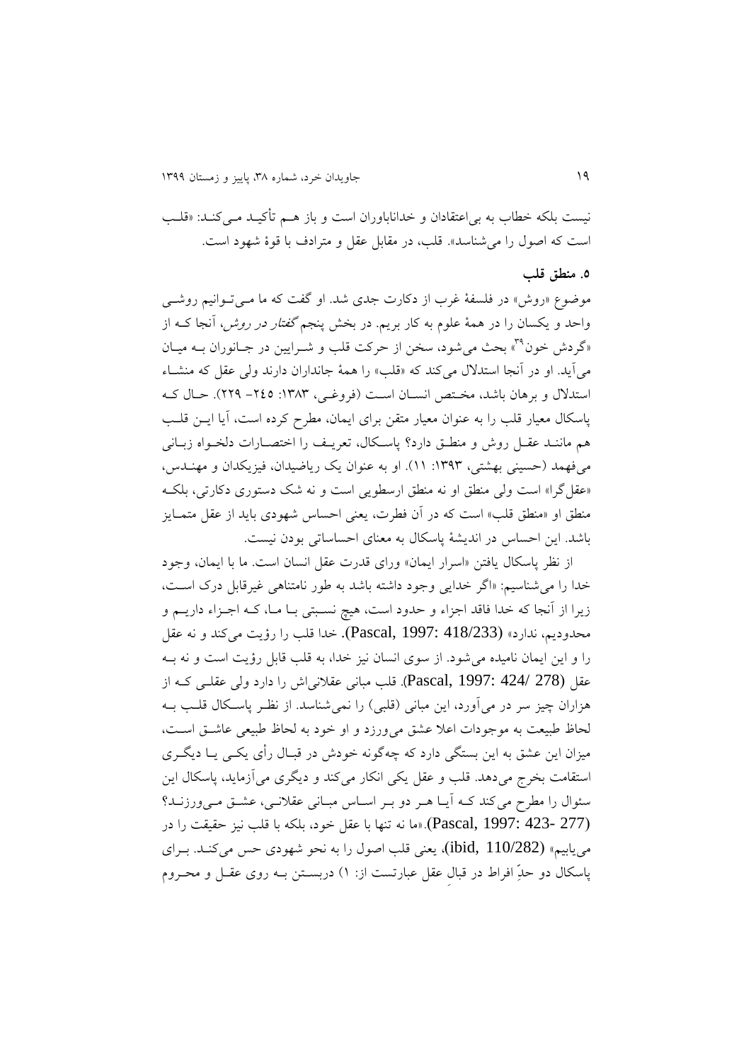نیست بلکه خطاب به بی‌اعتقادان و خداناباوران است و باز هـم تأکیـد مـی‌کنـد: «قلـب است که اصول را می‌شناسد». قلب، در مقابل عقل و مترادف با قوهٔ شهود است.

### ۵. منطق قلب

موضوع «روش» در فلسفهٔ غرب از دکارت جدی شد. او گفت که ما مـی‌تـوانیم روشـی واحد و یکسان را در همهٔ علوم به کار بریم. در بخش پنجم *گفتار در روش*، آنجا کـه از «گردش خون[۳۹]» بحث می‌شود، سخن از حرکت قلب و شـرایین در جـانوران بـه میـان می‌آید. او در آنجا استدلال می‌کند که «قلب» را همهٔ جانداران دارند ولی عقل که منشـاء استدلال و برهان باشد، مختـص انسـان اسـت (فروغـی، ۱۳۸۳: ۲٤۵– ۲۲۹). حـال کـه پاسکال معیار قلب را به عنوان معیار متقن برای ایمان، مطرح کرده است، آیا ایـن قلـب هم ماننـد عقـل روش و منطـق دارد؟ پاسـکال، تعریـف را اختصـارات دلخـواه زبـانی می‌فهمد (حسینی بهشتی، ۱۳۹۳: ۱۱). او به عنوان یک ریاضیدان، فیزیکدان و مهنـدس، «عقل‌گرا» است ولی منطق او نه منطق ارسطویی است و نه شک دستوری دکارتی، بلکـه منطق او «منطق قلب» است که در آن فطرت، یعنی احساس شهودی باید از عقل متمـایز باشد. این احساس در اندیشهٔ پاسکال به معنای احساساتی بودن نیست.

از نظر پاسکال یافتن «اسرار ایمان» ورای قدرت عقل انسان است. ما با ایمان، وجود خدا را می‌شناسیم: «اگر خدایی وجود داشته باشد به طور نامتناهی غیرقابل درک اسـت، زیرا از آنجا که خدا فاقد اجزاء و حدود است، هیچ نسـبتی بـا مـا، کـه اجـزاء داریـم و محدودیم، ندارد» (Pascal, 1997: 418/233). خدا قلب را رؤیت می‌کند و نه عقل را و این ایمان نامیده می‌شود. از سوی انسان نیز خدا، به قلب قابل رؤیت است و نه بـه عقل (Pascal, 1997: 424/ 278). قلب مبانی عقلانی‌اش را دارد ولی عقلـی کـه از هزاران چیز سر در می‌آورد، این مبانی (قلبی) را نمی‌شناسد. از نظر پاسـکال قلـب بـه لحاظ طبیعت به موجودات اعلا عشق می‌ورزد و او خود به لحاظ طبیعی عاشـق اسـت، میزان این عشق به این بستگی دارد که چه‌گونه خودش در قبـال رأی یکـی یـا دیگـری استقامت بخرج می‌دهد. قلب و عقل یکی انکار می‌کند و دیگری می‌آزماید، پاسکال این سئوال را مطرح می‌کند کـه آیـا هـر دو بـر اسـاس مبـانی عقلانـی، عشـق مـی‌ورزنـد؟ (Pascal, 1997: 423- 277).«ما نه تنها با عقل خود، بلکه با قلب نیز حقیقت را در می‌یابیم» (ibid, 110/282)، یعنی قلب اصول را به نحو شهودی حس می‌کنـد. بـرای پاسکال دو حدِّ افراط در قبالِ عقل عبارتست از: ۱) دربسـتن بـه روی عقـل و محـروم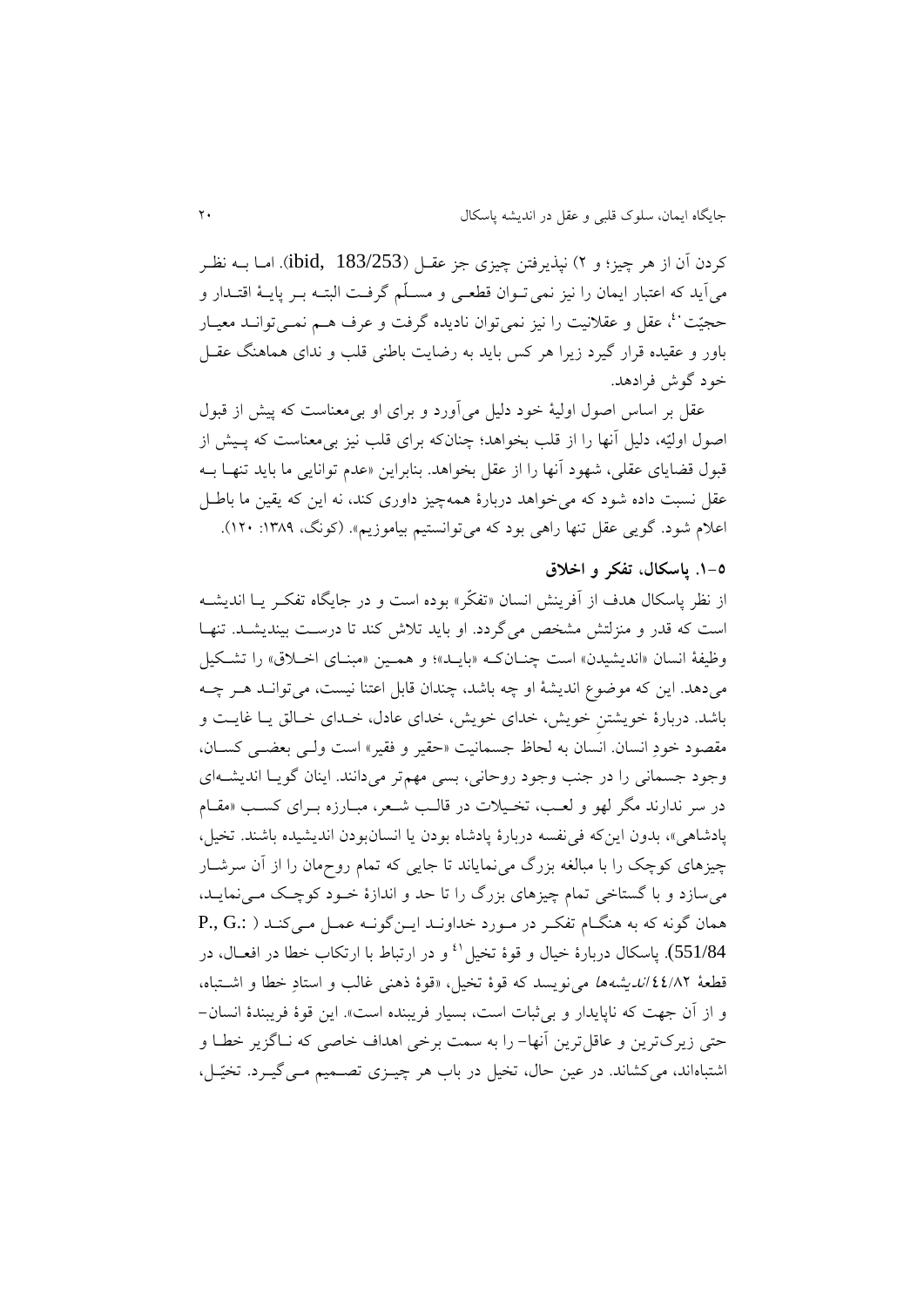کردن آن از هر چیز؛ و ۲) نپذیرفتن چیزی جز عقل (ibid, 183/253). اما به نظر می‌آید که اعتبار ایمان را نیز نمی‌توان قطعی و مسلّم گرفت البته بر پایهٔ اقتدار و حجیّت[40]، عقل و عقلانیت را نیز نمی‌توان نادیده گرفت و عرف هم نمی‌تواند معیار باور و عقیده قرار گیرد زیرا هر کس باید به رضایت باطنی قلب و ندای هماهنگ عقل خود گوش فرادهد.

عقل بر اساس اصول اولیهٔ خود دلیل می‌آورد و برای او بی‌معناست که پیش از قبول اصول اولیّه، دلیل آنها را از قلب بخواهد؛ چنانکه برای قلب نیز بی‌معناست که پیش از قبول قضایای عقلی، شهود آنها را از عقل بخواهد. بنابراین «عدم توانایی ما باید تنها به عقل نسبت داده شود که می‌خواهد دربارهٔ همه‌چیز داوری کند، نه این که یقین ما باطل اعلام شود. گویی عقل تنها راهی بود که می‌توانستیم بیاموزیم». (کونگ، ۱۳۸۹: ۱۲۰).

## ۵-۱. پاسکال، تفکر و اخلاق

از نظر پاسکال هدف از آفرینش انسان «تفکّر» بوده است و در جایگاه تفکر یا اندیشه است که قدر و منزلتش مشخص می‌گردد. او باید تلاش کند تا درست بیندیشد. تنها وظیفهٔ انسان «اندیشیدن» است چنانکه «باید»؛ و همین «مبنای اخلاق» را تشکیل می‌دهد. این که موضوع اندیشهٔ او چه باشد، چندان قابل اعتنا نیست، می‌تواند هر چه باشد. دربارهٔ خویشتنِ خویش، خدای خویش، خدای عادل، خدای خالق یا غایت و مقصود خودِ انسان. انسان به لحاظ جسمانیت «حقیر و فقیر» است ولی بعضی کسان، وجود جسمانی را در جنب وجود روحانی، بسی مهم‌تر می‌دانند. اینان گویا اندیشه‌ای در سر ندارند مگر لهو و لعب، تخیلات در قالب شعر، مبارزه برای کسب «مقام پادشاهی»، بدون این‌که فی‌نفسه دربارهٔ پادشاه بودن یا انسان‌بودن اندیشیده باشند. تخیل، چیزهای کوچک را با مبالغه بزرگ می‌نمایاند تا جایی که تمام روح‌مان را از آن سرشار می‌سازد و با گستاخی تمام چیزهای بزرگ را تا حد و اندازهٔ خود کوچک می‌نماید، همان گونه که به هنگام تفکر در مورد خداوند این‌گونه عمل می‌کند (P., G.: 551/84). پاسکال دربارهٔ خیال و قوهٔ تخیل[41] و در ارتباط با ارتکاب خطا در افعال، در قطعهٔ ۴۴/۸۲ *اندیشه‌ها* می‌نویسد که قوهٔ تخیل، «قوهٔ ذهنی غالب و استادِ خطا و اشتباه، و از آن جهت که ناپایدار و بی‌ثبات است، بسیار فریبنده است». این قوهٔ فریبندهٔ انسان- حتی زیرک‌ترین و عاقل‌ترین آنها- را به سمت برخی اهداف خاصی که ناگزیر خطا و اشتباه‌اند، می‌کشاند. در عین حال، تخیل در باب هر چیزی تصمیم می‌گیرد. تخیّل،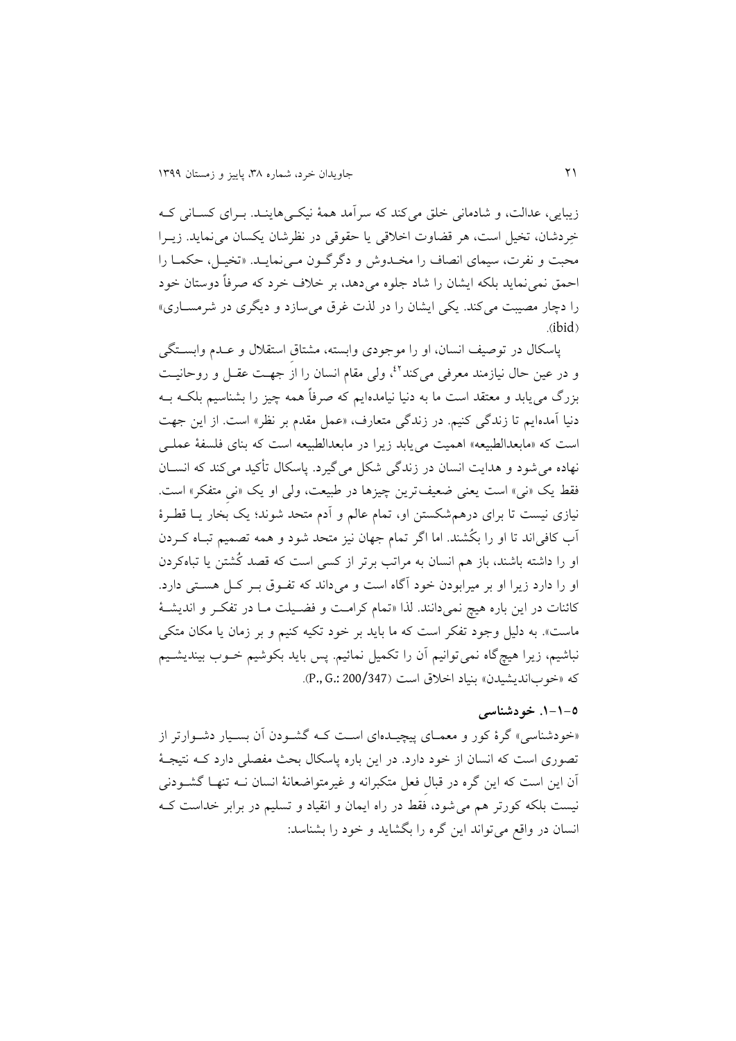زیبایی، عدالت، و شادمانی خلق می‌کند که سرآمد همهٔ نیکی‌هاینـد. بـرای کسـانی کـه خِردشان، تخیل است، هر قضاوت اخلاقی یا حقوقی در نظرشان یکسان می‌نماید. زیـرا محبت و نفرت، سیمای انصاف را مخـدوش و دگرگـون مـی‌نمایـد. «تخیـل، حکمـا را احمق نمی‌نماید بلکه ایشان را شاد جلوه می‌دهد، بر خلاف خرد که صرفاً دوستان خود را دچار مصیبت می‌کند. یکی ایشان را در لذت غرق می‌سازد و دیگری در شرمسـاری» (ibid).

پاسکال در توصیف انسان، او را موجودی وابسته، مشتاق استقلال و عـدم وابسـتگی و در عین حال نیازمند معرفی می‌کند[42]، ولی مقام انسان را از جهـت عقـل و روحانیـت بزرگ می‌یابد و معتقد است ما به دنیا نیامده‌ایم که صرفاً همه چیز را بشناسیم بلکـه بـه دنیا آمده‌ایم تا زندگی کنیم. در زندگی متعارف، «عمل مقدم بر نظر» است. از این جهت است که «مابعدالطبیعه» اهمیت می‌یابد زیرا در مابعدالطبیعه است که بنای فلسفهٔ عملـی نهاده می‌شود و هدایت انسان در زندگی شکل می‌گیرد. پاسکال تأکید می‌کند که انسـان فقط یک «نی» است یعنی ضعیف‌ترین چیزها در طبیعت، ولی او یک «نیِ متفکر» است. نیازی نیست تا برای درهم‌شکستن او، تمام عالم و آدم متحد شوند؛ یک بخار یـا قطـرهٔ آب کافی‌اند تا او را بکُشند. اما اگر تمام جهان نیز متحد شود و همه تصمیم تبـاه کـردن او را داشته باشند، باز هم انسان به مراتب برتر از کسی است که قصد کُشتن یا تباه‌کردن او را دارد زیرا او بر میرابودن خود آگاه است و می‌داند که تفـوق بـر کـل هسـتی دارد. کائنات در این باره هیچ نمی‌دانند. لذا «تمام کرامـت و فضـیلت مـا در تفکـر و اندیشـهٔ ماست». به دلیل وجود تفکر است که ما باید بر خود تکیه کنیم و بر زمان یا مکان متکی نباشیم، زیرا هیچ‌گاه نمی‌توانیم آن را تکمیل نمائیم. پس باید بکوشیم خـوب بیندیشـیم که «خوب‌اندیشیدن» بنیاد اخلاق است (P., G.: 200/347).

### ۵-۱-۱. خودشناسی

«خودشناسی» گرهٔ کور و معمـای پیچیـده‌ای اسـت کـه گشـودن آن بسـیار دشـوارتر از تصوری است که انسان از خود دارد. در این باره پاسکال بحث مفصلی دارد کـه نتیجـهٔ آن این است که این گره در قبالِ فعل متکبرانه و غیرمتواضعانهٔ انسان نـه تنهـا گشـودنی نیست بلکه کورتر هم می‌شود، فقط در راه ایمان و انقیاد و تسلیم در برابر خداست کـه انسان در واقع می‌تواند این گره را بگشاید و خود را بشناسد: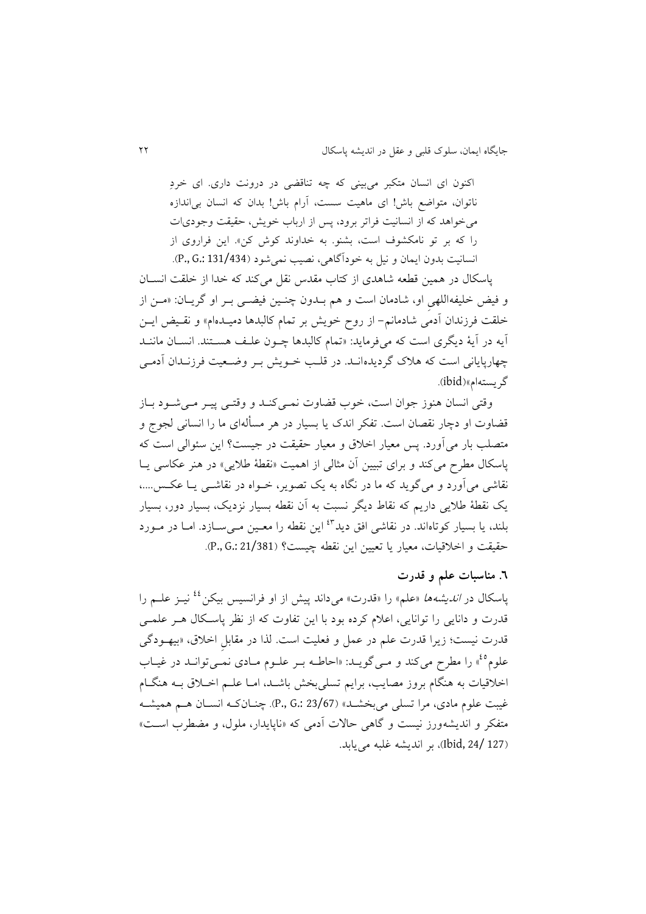اکنون ای انسان متکبر می‌بینی که چه تناقضی در درونت داری. ای خردِ ناتوان، متواضع باش! ای ماهیت سست، آرام باش! بدان که انسان بی‌اندازه می‌خواهد که از انسانیت فراتر برود، پس از ارباب خویش، حقیقت وجودی‌ات را که بر تو نامکشوف است، بشنو. به خداوند گوش کن». این فراروی از انسانیت بدون ایمان و نیل به خودآگاهی، نصیب نمی‌شود (P., G.: 131/434).

پاسکال در همین قطعه شاهدی از کتاب مقدس نقل می‌کند که خدا از خلقت انسان و فیض خلیفه‌اللهیِ او، شادمان است و هم بـدون چنـین فیضـی بـر او گریـان: «مـن از خلقت فرزندان آدمی شادمانم- از روح خویش بر تمام کالبدها دمیـده‌ام» و نقـیض ایـن آیه در آیهٔ دیگری است که می‌فرماید: «تمام کالبدها چـون علـف هسـتند. انسـان ماننـد چهارپایانی است که هلاک گردیده‌انـد. در قلـب خـویش بـر وضـعیت فرزنـدان آدمـی گریسته‌ام»(ibid).

وقتی انسان هنوز جوان است، خوب قضاوت نمـی‌کنـد و وقتـی پیـر مـی‌شـود بـاز قضاوت او دچار نقصان است. تفکر اندک یا بسیار در هر مسأله‌ای ما را انسانی لجوج و متصلب بار می‌آورد. پس معیار اخلاق و معیار حقیقت در چیست؟ این سئوالی است که پاسکال مطرح می‌کند و برای تبیین آن مثالی از اهمیت «نقطهٔ طلایی» در هنر عکاسی یـا نقاشی می‌آورد و می‌گوید که ما در نگاه به یک تصویر، خـواه در نقاشـی یـا عکـس....، یک نقطهٔ طلایی داریم که نقاط دیگر نسبت به آن نقطه بسیار نزدیک، بسیار دور، بسیار بلند، یا بسیار کوتاه‌اند. در نقاشی افق دید[43] این نقطه را معـین مـی‌سـازد. امـا در مـورد حقیقت و اخلاقیات، معیار یا تعیین این نقطه چیست؟ (P., G.: 21/381).

## ۶. مناسبات علم و قدرت

پاسکال در *اندیشه‌ها* «علم» را «قدرت» می‌داند پیش از او فرانسیس بیکن[44] نیـز علـم را قدرت و دانایی را توانایی، اعلام کرده بود با این تفاوت که از نظر پاسـکال هـر علمـی قدرت نیست؛ زیرا قدرت علم در عمل و فعلیت است. لذا در مقابلِ اخلاق، «بیهـودگی علوم[45]» را مطرح می‌کند و مـی‌گویـد: «احاطـه بـر علـوم مـادی نمـی‌توانـد در غیـاب اخلاقیات به هنگام بروز مصایب، برایم تسلی‌بخش باشـد، امـا علـم اخـلاق بـه هنگـام غیبت علوم مادی، مرا تسلی می‌بخشـد» (P., G.: 23/67). چنـان‌کـه انسـان هـم همیشـه متفکر و اندیشه‌ورز نیست و گاهی حالات آدمی که «ناپایدار، ملول، و مضطرب اسـت» (Ibid, 24/ 127)، بر اندیشه غلبه می‌یابد.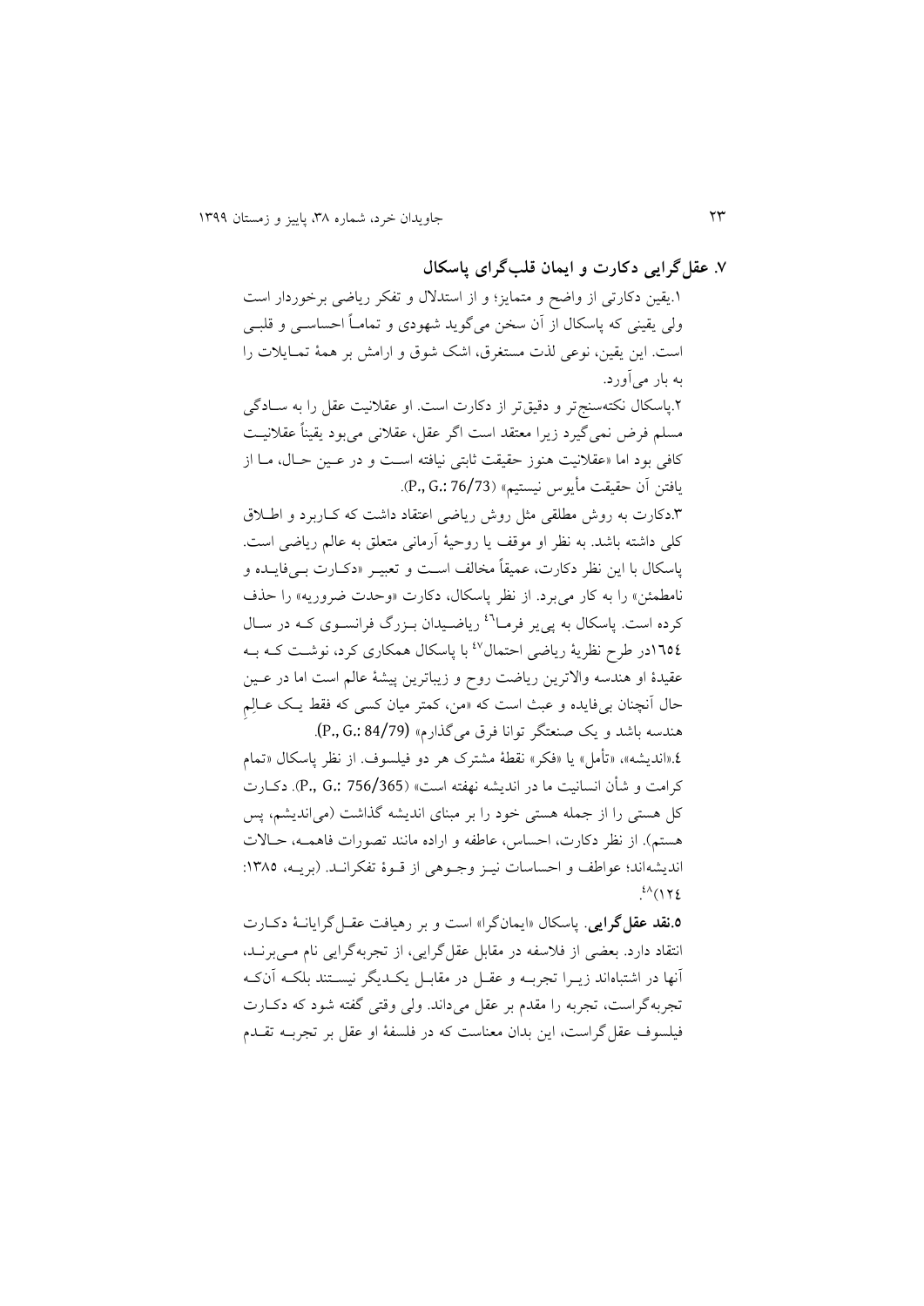## ۷. عقل‌گرایی دکارت و ایمان قلب‌گرای پاسکال

۱.یقین دکارتی از واضح و متمایز؛ و از استدلال و تفکر ریاضی برخوردار است ولی یقینی که پاسکال از آن سخن می‌گوید شهودی و تماماً احساسی و قلبی است. این یقین، نوعی لذت مستغرق، اشک شوق و ارامش بر همهٔ تمایلات را به بار می‌آورد.

۲.پاسکال نکته‌سنج‌تر و دقیق‌تر از دکارت است. او عقلانیت عقل را به سادگی مسلم فرض نمی‌گیرد زیرا معتقد است اگر عقل، عقلانی می‌بود یقیناً عقلانیت کافی بود اما «عقلانیت هنوز حقیقت ثابتی نیافته است و در عین حال، ما از یافتن آن حقیقت مأیوس نیستیم» (P., G.: 76/73).

۳.دکارت به روش مطلقی مثل روش ریاضی اعتقاد داشت که کاربرد و اطلاق کلی داشته باشد. به نظر او موقف یا روحیهٔ آرمانی متعلق به عالم ریاضی است. پاسکال با این نظر دکارت، عمیقاً مخالف است و تعبیر «دکارت بی‌فایده و نامطمئن» را به کار می‌برد. از نظر پاسکال، دکارت «وحدت ضروریه» را حذف کرده است. پاسکال به پی‌یر فرما[46] ریاضیدان بزرگ فرانسوی که در سال ۱٦٥٤در طرح نظریهٔ ریاضی احتمال[47] با پاسکال همکاری کرد، نوشت که به عقیدهٔ او هندسه والاترین ریاضت روح و زیباترین پیشهٔ عالم است اما در عین حال آنچنان بی‌فایده و عبث است که «من، کمتر میان کسی که فقط یک عالِم هندسه باشد و یک صنعتگر توانا فرق می‌گذارم» (P., G.: 84/79).

۴.«اندیشه»، «تأمل» یا «فکر» نقطهٔ مشترک هر دو فیلسوف. از نظر پاسکال «تمام کرامت و شأن انسانیت ما در اندیشه نهفته است» (P., G.: 756/365). دکارت کل هستی را از جمله هستی خود را بر مبنای اندیشه گذاشت (می‌اندیشم، پس هستم). از نظر دکارت، احساس، عاطفه و اراده مانند تصورات فاهمه، حالات اندیشه‌اند؛ عواطف و احساسات نیز وجوهی از قوهٔ تفکرانـد. (بریه، ۱۳۸٥: ۱۲٤)[48].

**۵.نقد عقل‌گرایی**. پاسکال «ایمان‌گرا» است و بر رهیافت عقل‌گرایانهٔ دکارت انتقاد دارد. بعضی از فلاسفه در مقابل عقل‌گرایی، از تجربه‌گرایی نام می‌برند، آنها در اشتباه‌اند زیرا تجربه و عقل در مقابل یکدیگر نیستند بلکه آن‌که تجربه‌گراست، تجربه را مقدم بر عقل می‌داند. ولی وقتی گفته شود که دکارت فیلسوف عقل‌گراست، این بدان معناست که در فلسفهٔ او عقل بر تجربه تقدم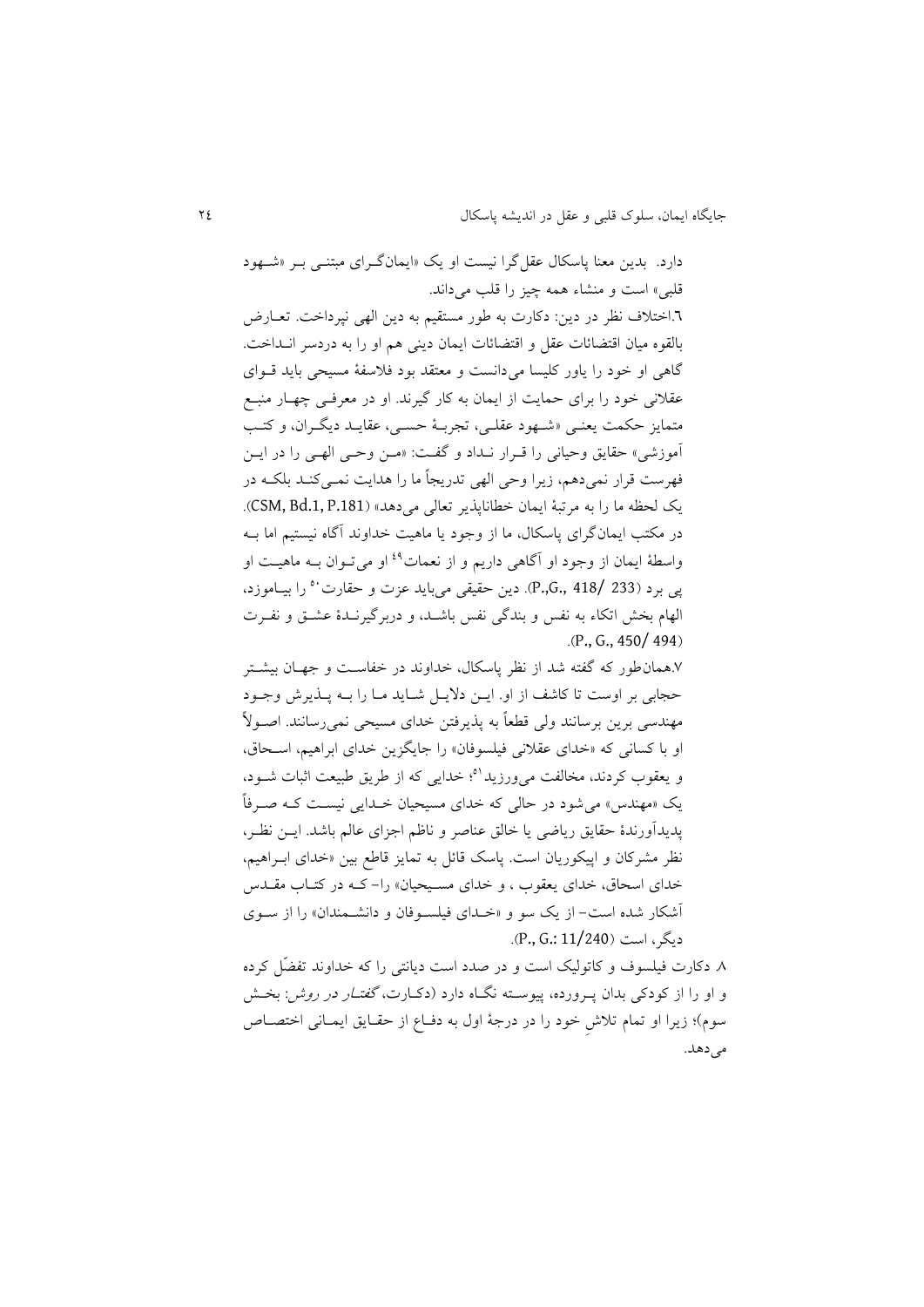دارد. بدین معنا پاسکال عقل‌گرا نیست او یک «ایمان‌گرای مبتنی بر «شهود قلبی» است و منشاء همه چیز را قلب می‌داند.

۶.اختلاف نظر در دین: دکارت به طور مستقیم به دین الهی نپرداخت. تعارض بالقوه میان اقتضائات عقل و اقتضائات ایمان دینی هم او را به دردسر انداخت. گاهی او خود را یاور کلیسا می‌دانست و معتقد بود فلاسفهٔ مسیحی باید قوای عقلانی خود را برای حمایت از ایمان به کار گیرند. او در معرفی چهار منبع متمایز حکمت یعنی «شهود عقلی، تجربهٔ حسی، عقاید دیگران، و کتب آموزشی» حقایق وحیانی را قرار نداد و گفت: «من وحی الهی را در این فهرست قرار نمی‌دهم، زیرا وحی الهی تدریجاً ما را هدایت نمی‌کند بلکه در یک لحظه ما را به مرتبهٔ ایمان خطاناپذیر تعالی می‌دهد» (CSM, Bd.1, P.181). در مکتب ایمان‌گرای پاسکال، ما از وجود یا ماهیت خداوند آگاه نیستیم اما به واسطهٔ ایمان از وجود او آگاهی داریم و از نعمات[49] او می‌توان به ماهیت او پی برد (P.,G., 418/ 233). دین حقیقی می‌باید عزت و حقارت[50] را بیاموزد، الهام بخش اتکاء به نفس و بندگی نفس باشد، و دربرگیرندهٔ عشق و نفرت (P., G., 450/ 494).

۷.همان‌طور که گفته شد از نظر پاسکال، خداوند در خفاست و جهان بیشتر حجابی بر اوست تا کاشف از او. این دلایل شاید ما را به پذیرش وجود مهندسی برین برسانند ولی قطعاً به پذیرفتن خدای مسیحی نمی‌رسانند. اصولاً او با کسانی که «خدای عقلانی فیلسوفان» را جایگزین خدای ابراهیم، اسحاق، و یعقوب کردند، مخالفت می‌ورزید[51]؛ خدایی که از طریق طبیعت اثبات شود، یک «مهندس» می‌شود در حالی که خدای مسیحیان خدایی نیست که صرفاً پدیدآورندهٔ حقایق ریاضی یا خالق عناصر و ناظم اجزای عالم باشد. این نظر، نظر مشرکان و اپیکوریان است. پاسک قائل به تمایز قاطع بین «خدای ابراهیم، خدای اسحاق، خدای یعقوب ، و خدای مسیحیان» را- که در کتاب مقدس آشکار شده است- از یک سو و «خدای فیلسوفان و دانشمندان» را از سوی دیگر، است (P., G.: 11/240).

۸. دکارت فیلسوف و کاتولیک است و در صدد است دیانتی را که خداوند تفضّل کرده و او را از کودکی بدان پرورده، پیوسته نگاه دارد (دکارت، *گفتار در روش*: بخش سوم)؛ زیرا او تمام تلاشِ خود را در درجهٔ اول به دفاع از حقایق ایمانی اختصاص می‌دهد.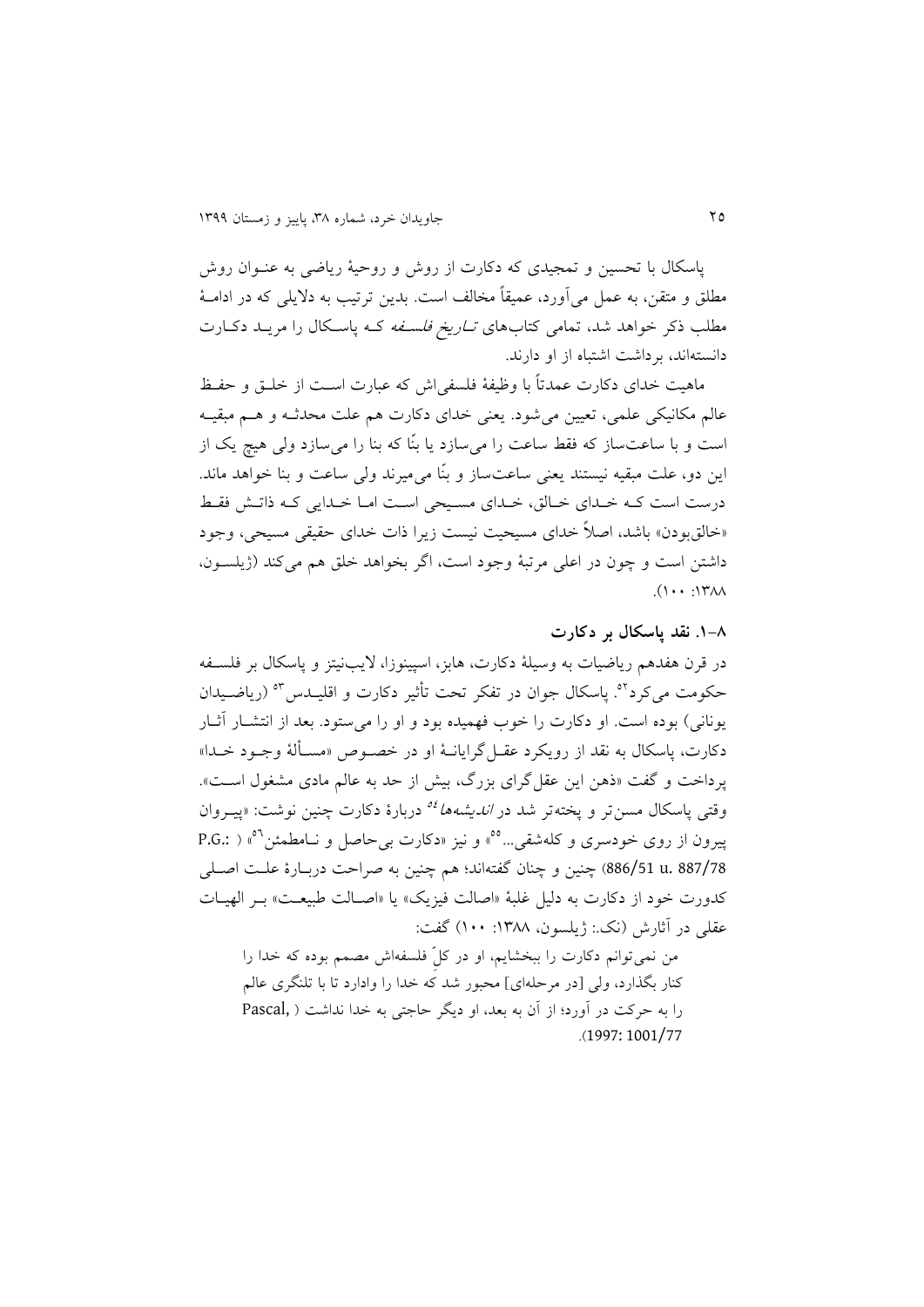پاسکال با تحسین و تمجیدی که دکارت از روش و روحیهٔ ریاضی به عنـوان روش مطلق و متقن، به عمل می‌آورد، عمیقاً مخالف است. بدین ترتیب به دلایلی که در ادامـهٔ مطلب ذکر خواهد شد، تمامی کتاب‌های *تاریخ فلسفه* کـه پاسـکال را مریـد دکـارت دانسته‌اند، برداشت اشتباه از او دارند.

ماهیت خدای دکارت عمدتاً با وظیفهٔ فلسفی‌اش که عبارت اسـت از خلـق و حفـظ عالم مکانیکی علمی، تعیین می‌شود. یعنی خدای دکارت هم علت محدثـه و هـم مبقیـه است و با ساعت‌ساز که فقط ساعت را می‌سازد یا بنّا که بنا را می‌سازد ولی هیچ یک از این دو، علت مبقیه نیستند یعنی ساعت‌ساز و بنّا می‌میرند ولی ساعت و بنا خواهد ماند. درست است کـه خـدای خـالق، خـدای مسـیحی اسـت امـا خـدایی کـه ذاتـش فقـط «خالق‌بودن» باشد، اصلاً خدای مسیحیت نیست زیرا ذات خدای حقیقی مسیحی، وجود داشتن است و چون در اعلی مرتبهٔ وجود است، اگر بخواهد خلق هم می‌کند (ژیلسـون، ۱۳۸۸: ۱۰۰).

## ۸-۱. نقد پاسکال بر دکارت

در قرن هفدهم ریاضیات به وسیلهٔ دکارت، هابز، اسپینوزا، لایب‌نیتز و پاسکال بر فلسـفه حکومت می‌کرد[52]. پاسکال جوان در تفکر تحت تأثیر دکارت و اقلیـدس[53] (ریاضـیدان یونانی) بوده است. او دکارت را خوب فهمیده بود و او را می‌ستود. بعد از انتشـار آثـار دکارت، پاسکال به نقد از رویکرد عقـل‌گرایانـهٔ او در خصـوص «مسـألهٔ وجـود خـدا» پرداخت و گفت «ذهن این عقل‌گرای بزرگ، بیش از حد به عالم مادی مشغول اسـت». وقتی پاسکال مسن‌تر و پخته‌تر شد در *اندیشه‌ها*[54] دربارهٔ دکارت چنین نوشت: «پیـروان پیرون از روی خودسری و کله‌شقی...[55]» و نیز «دکارت بی‌حاصل و نـامطمئن[56]» (P.G.: 886/51 u. 887/78) چنین و چنان گفته‌اند؛ هم چنین به صراحت دربـارهٔ علـت اصـلی کدورت خود از دکارت به دلیل غلبهٔ «اصالت فیزیک» یا «اصـالت طبیعـت» بـر الهیـات عقلی در آثارش (نک.: ژیلسون، ۱۳۸۸: ۱۰۰) گفت:

> من نمی‌توانم دکارت را ببخشایم، او در کلِّ فلسفه‌اش مصمم بوده که خدا را کنار بگذارد، ولی [در مرحله‌ای] مجبور شد که خدا را وادارد تا با تلنگری عالم را به حرکت در آورد؛ از آن به بعد، او دیگر حاجتی به خدا نداشت (Pascal, 1997: 1001/77).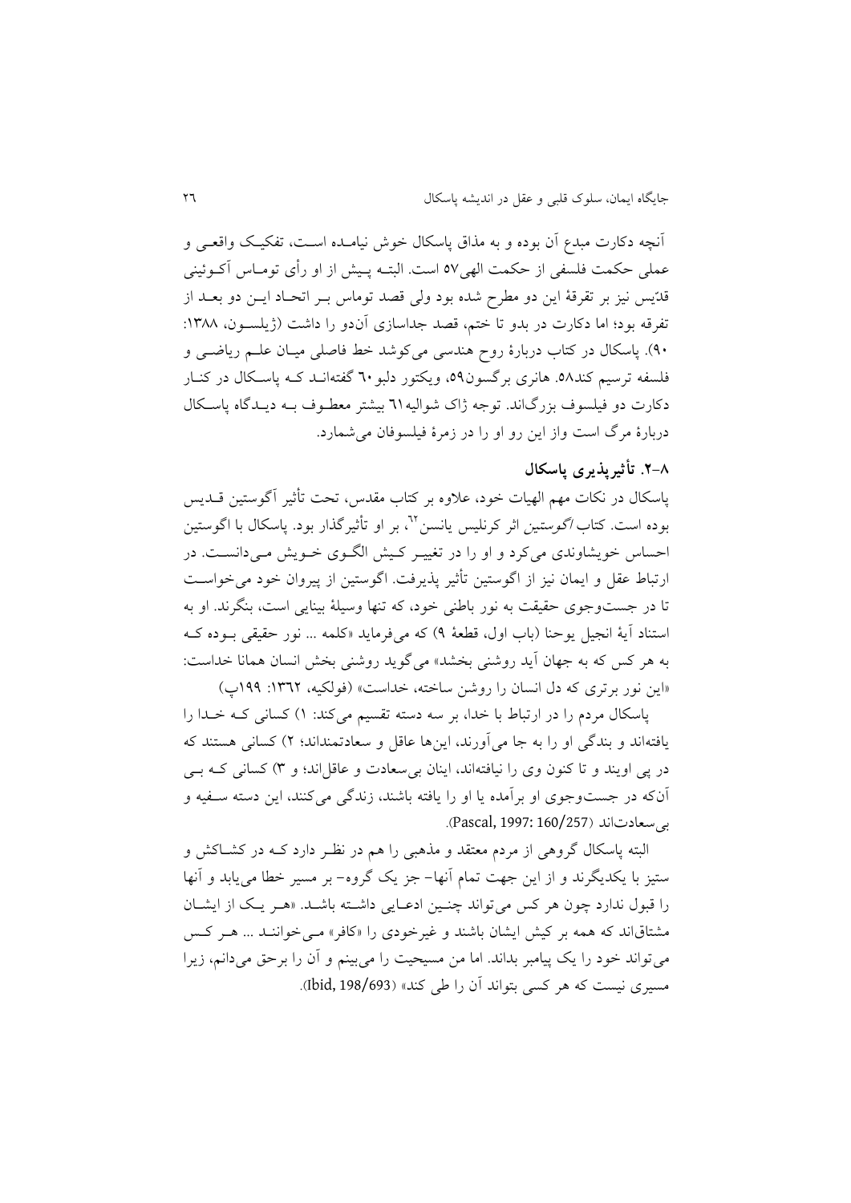آنچه دکارت مبدع آن بوده و به مذاق پاسکال خوش نیامده است، تفکیک واقعی و عملی حکمت فلسفی از حکمت الهی[57] است. البته پیش از او رأی توماس آکوئینی قدّیس نیز بر تفرقهٔ این دو مطرح شده بود ولی قصد توماس بر اتحاد این دو بعد از تفرقه بود؛ اما دکارت در بدو تا ختم، قصد جداسازی آن‌دو را داشت (ژیلسون، ۱۳۸۸: ۹۰). پاسکال در کتاب دربارهٔ روح هندسی می‌کوشد خط فاصلی میان علم ریاضی و فلسفه ترسیم کند[58]. هانری برگسون[59]، ویکتور دلبو[60] گفته‌اند که پاسکال در کنار دکارت دو فیلسوف بزرگ‌اند. توجه ژاک شوالیه[61] بیشتر معطوف به دیدگاه پاسکال دربارهٔ مرگ است واز این رو او را در زمرهٔ فیلسوفان می‌شمارد.

### ۸-۲. تأثیرپذیری پاسکال

پاسکال در نکات مهم الهیات خود، علاوه بر کتاب مقدس، تحت تأثیر آگوستین قدیس بوده است. کتاب *آگوستین* اثر کرنلیس یانسن[62]، بر او تأثیرگذار بود. پاسکال با اگوستین احساس خویشاوندی می‌کرد و او را در تغییر کیش الگوی خویش می‌دانست. در ارتباط عقل و ایمان نیز از اگوستین تأثیر پذیرفت. اگوستین از پیروان خود می‌خواست تا در جست‌وجوی حقیقت به نور باطنی خود، که تنها وسیلهٔ بینایی است، بنگرند. او به استناد آیهٔ انجیل یوحنا (باب اول، قطعهٔ ۹) که می‌فرماید «کلمه ... نور حقیقی بوده که به هر کس که به جهان آید روشنی بخشد» می‌گوید روشنی بخش انسان همانا خداست: «این نور برتری که دل انسان را روشن ساخته، خداست» (فولکیه، ۱۳۶۲: ۱۹۹پ)

پاسکال مردم را در ارتباط با خدا، بر سه دسته تقسیم می‌کند: ۱) کسانی که خدا را یافته‌اند و بندگی او را به جا می‌آورند، این‌ها عاقل و سعادتمنداند؛ ۲) کسانی هستند که در پی اویند و تا کنون وی را نیافته‌اند، اینان بی‌سعادت و عاقل‌اند؛ و ۳) کسانی که بی آن‌که در جست‌وجوی او برآمده یا او را یافته باشند، زندگی می‌کنند، این دسته سفیه و بی‌سعادت‌اند (Pascal, 1997: 160/257).

البته پاسکال گروهی از مردم معتقد و مذهبی را هم در نظر دارد که در کشاکش و ستیز با یکدیگرند و از این جهت تمام آنها- جز یک گروه- بر مسیر خطا می‌یابد و آنها را قبول ندارد چون هر کس می‌تواند چنین ادعایی داشته باشد. «هر یک از ایشان مشتاق‌اند که همه بر کیش ایشان باشند و غیرخودی را «کافر» می‌خوانند ... هر کس می‌تواند خود را یک پیامبر بداند. اما من مسیحیت را می‌بینم و آن را برحق می‌دانم، زیرا مسیری نیست که هر کسی بتواند آن را طی کند» (Ibid, 198/693).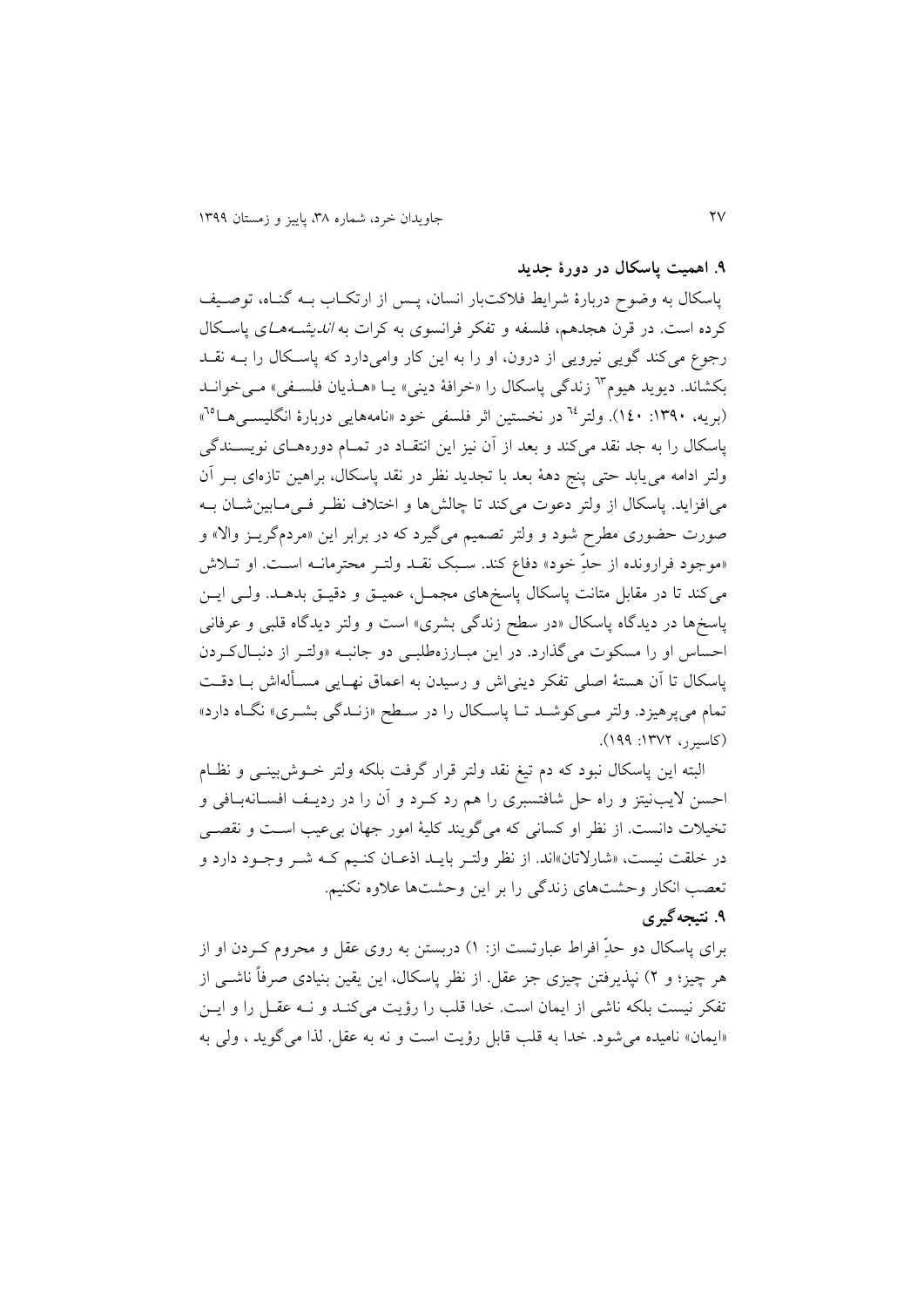## ۹. اهمیت پاسکال در دورهٔ جدید

پاسکال به وضوح دربارهٔ شرایط فلاکت‌بار انسان، پس از ارتکاب به گناه، توصیف کرده است. در قرن هجدهم، فلسفه و تفکر فرانسوی به کرات به *اندیشه‌های* پاسکال رجوع می‌کند گویی نیرویی از درون، او را به این کار وامی‌دارد که پاسکال را به نقد بکشاند. دیوید هیوم[63] زندگی پاسکال را «خرافهٔ دینی» یا «هذیان فلسفی» می‌خواند (بریه، ۱۳۹۰: ۱۴۰). ولتر[64] در نخستین اثر فلسفی خود «نامه‌هایی دربارهٔ انگلیسی‌ها[65]» پاسکال را به جد نقد می‌کند و بعد از آن نیز این انتقاد در تمام دوره‌های نویسندگی ولتر ادامه می‌یابد حتی پنج دههٔ بعد با تجدید نظر در نقد پاسکال، براهین تازه‌ای بر آن می‌افزاید. پاسکال از ولتر دعوت می‌کند تا چالش‌ها و اختلاف نظر فی‌مابین‌شان به صورت حضوری مطرح شود و ولتر تصمیم می‌گیرد که در برابر این «مردم‌گریز والا» و «موجود فرارونده از حدِّ خود» دفاع کند. سبک نقد ولتر محترمانه است. او تلاش می‌کند تا در مقابل متانت پاسکال پاسخ‌های مجمل، عمیق و دقیق بدهد. ولی این پاسخ‌ها در دیدگاه پاسکال «در سطح زندگی بشری» است و ولتر دیدگاه قلبی و عرفانی احساس او را مسکوت می‌گذارد. در این مبارزه‌طلبی دو جانبه «ولتر از دنبال‌کردن پاسکال تا آن هستهٔ اصلی تفکر دینی‌اش و رسیدن به اعماق نهایی مسأله‌اش با دقت تمام می‌پرهیزد. ولتر می‌کوشد تا پاسکال را در سطح «زندگی بشری» نگاه دارد» (کاسیرر، ۱۳۷۲: ۱۹۹).

البته این پاسکال نبود که دم تیغ نقد ولتر قرار گرفت بلکه ولتر خوش‌بینی و نظام احسن لایب‌نیتز و راه حل شافتسبری را هم رد کرد و آن را در ردیف افسانه‌بافی و تخیلات دانست. از نظر او کسانی که می‌گویند کلیهٔ امور جهان بی‌عیب است و نقصی در خلقت نیست، «شارلاتان»اند. از نظر ولتر باید اذعان کنیم که شر وجود دارد و تعصب انکار وحشت‌های زندگی را بر این وحشت‌ها علاوه نکنیم.

## ۹. نتیجه‌گیری

برای پاسکال دو حدِّ افراط عبارتست از: ۱) دربستن به روی عقل و محروم کردن او از هر چیز؛ و ۲) نپذیرفتن چیزی جز عقل. از نظر پاسکال، این یقین بنیادی صرفاً ناشی از تفکر نیست بلکه ناشی از ایمان است. خدا قلب را رؤیت می‌کند و نه عقل را و این «ایمان» نامیده می‌شود. خدا به قلب قابل رؤیت است و نه به عقل. لذا می‌گوید ، ولی به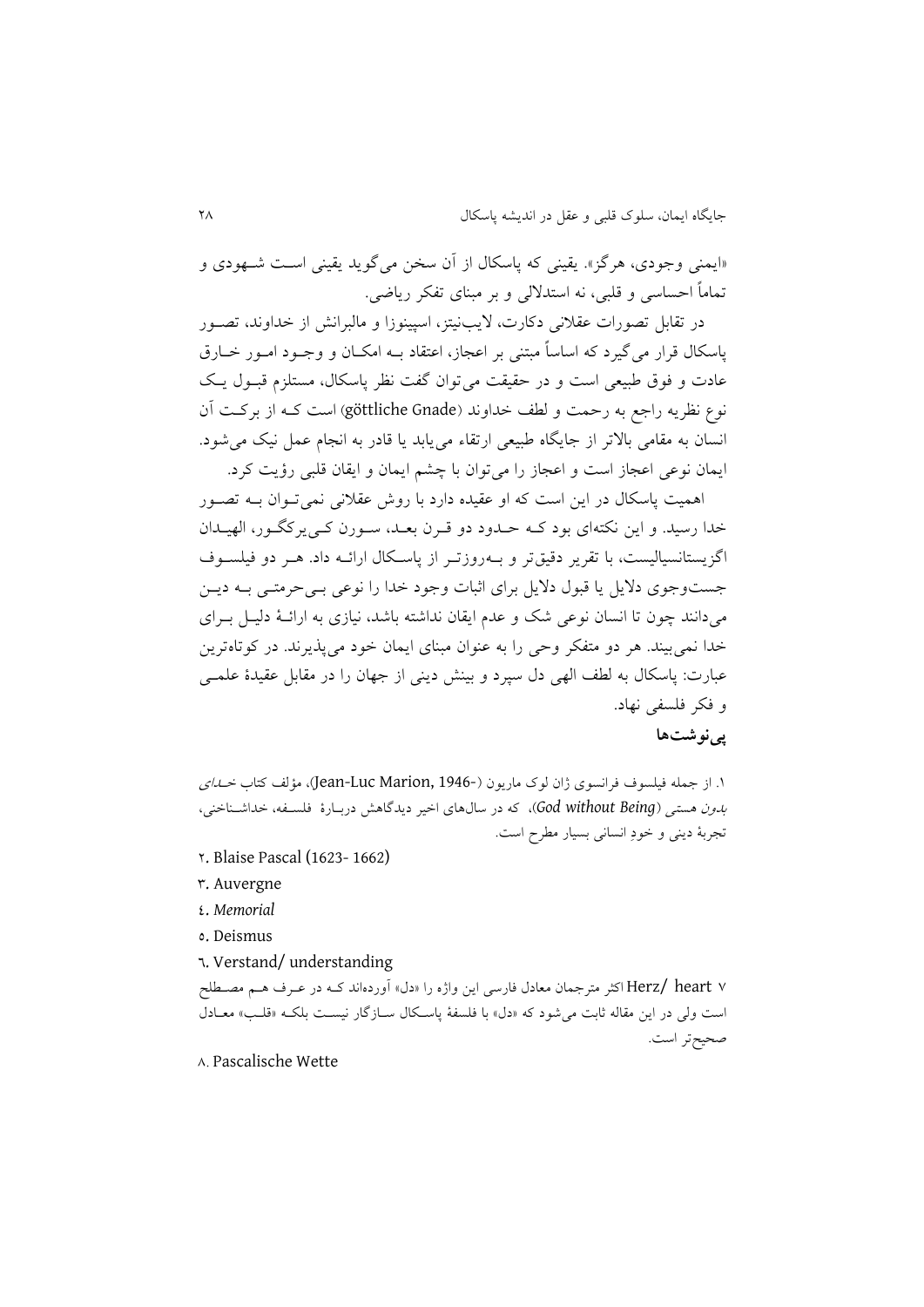«ایمنی وجودی، هرگز». یقینی که پاسکال از آن سخن می‌گوید یقینی است شهودی و تماماً احساسی و قلبی، نه استدلالی و بر مبنای تفکر ریاضی.

در تقابل تصورات عقلانی دکارت، لایب‌نیتز، اسپینوزا و مالبرانش از خداوند، تصور پاسکال قرار می‌گیرد که اساساً مبتنی بر اعجاز، اعتقاد به امکان و وجود امور خارق عادت و فوق طبیعی است و در حقیقت می‌توان گفت نظر پاسکال، مستلزم قبول یک نوع نظریه راجع به رحمت و لطف خداوند (göttliche Gnade) است که از برکت آن انسان به مقامی بالاتر از جایگاه طبیعی ارتقاء می‌یابد یا قادر به انجام عمل نیک می‌شود. ایمان نوعی اعجاز است و اعجاز را می‌توان با چشم ایمان و ایقان قلبی رؤیت کرد.

اهمیت پاسکال در این است که او عقیده دارد با روش عقلانی نمی‌توان به تصور خدا رسید. و این نکته‌ای بود که حدود دو قرن بعد، سورن کی‌یرکگور، الهیدان اگزیستانسیالیست، با تقریر دقیق‌تر و به‌روزتر از پاسکال ارائه داد. هر دو فیلسوف جست‌وجوی دلایل یا قبول دلایل برای اثبات وجود خدا را نوعی بی‌حرمتی به دین می‌دانند چون تا انسان نوعی شک و عدم ایقان نداشته باشد، نیازی به ارائهٔ دلیل برای خدا نمی‌بیند. هر دو متفکر وحی را به عنوان مبنای ایمان خود می‌پذیرند. در کوتاه‌ترین عبارت: پاسکال به لطف الهی دل سپرد و بینش دینی از جهان را در مقابل عقیدهٔ علمی و فکر فلسفی نهاد.

## پی‌نوشت‌ها

۱. از جمله فیلسوف فرانسوی ژان لوک ماریون (Jean-Luc Marion, 1946-)، مؤلف کتاب *خدای بدون هستی* (*God without Being*)، که در سال‌های اخیر دیدگاهش دربارهٔ فلسفه، خداشناختی، تجربهٔ دینی و خودِ انسانی بسیار مطرح است.

۲. Blaise Pascal (1623- 1662)

۳. Auvergne

۴. *Memorial*

۵. Deismus

۶. Verstand/ understanding

۷ Herz/ heart اکثر مترجمان معادل فارسی این واژه را «دل» آورده‌اند که در عرف هم مصطلح است ولی در این مقاله ثابت می‌شود که «دل» با فلسفهٔ پاسکال سازگار نیست بلکه «قلب» معادل صحیح‌تر است.

۸. Pascalische Wette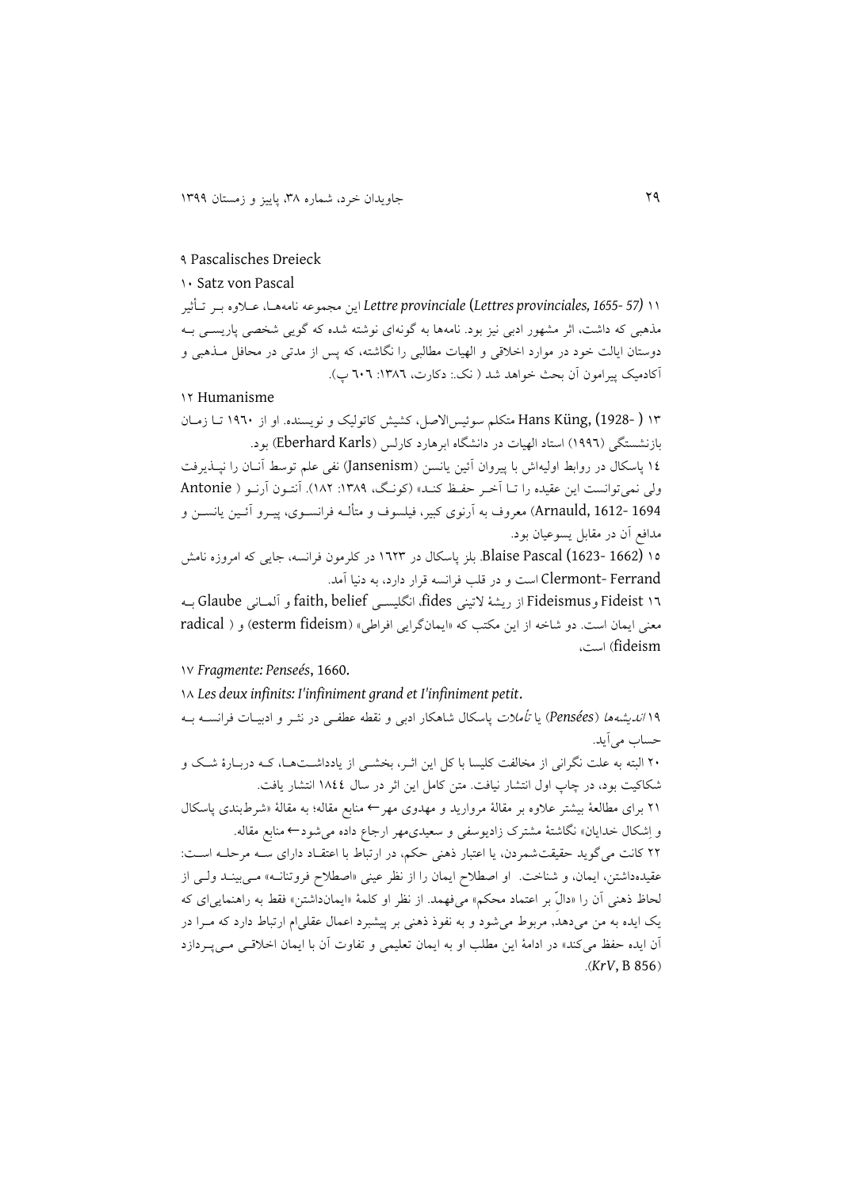۹ Pascalisches Dreieck

۱۰ Satz von Pascal

۱۱ *Lettre provinciale* (*Lettres provinciales, 1655- 57*) این مجموعه نامه‌ها، علاوه بر تأثیر مذهبی که داشت، اثر مشهور ادبی نیز بود. نامه‌ها به گونه‌ای نوشته شده که گویی شخصی پاریسی به دوستان ایالت خود در موارد اخلاقی و الهیات مطالبی را نگاشته، که پس از مدتی در محافل مذهبی و آکادمیک پیرامون آن بحث خواهد شد ( نک.: دکارت، ۱۳۸۶: ۶۰۶ پ).

۱۲ Humanisme

۱۳ Hans Küng, (1928- ) متکلم سوئیس‌الاصل، کشیش کاتولیک و نویسنده. او از ۱۹۶۰ تا زمان بازنشستگی (۱۹۹۶) استاد الهیات در دانشگاه ابرهارد کارلس (Eberhard Karls) بود.

۱٤ پاسکال در روابط اولیه‌اش با پیروان آئین یانسن (Jansenism) نفی علم توسط آنان را نپذیرفت ولی نمی‌توانست این عقیده را تا آخر حفظ کند» (کونگ، ۱۳۸۹: ۱۸۲). آنتون آرنو ( Antonie Arnauld, 1612- 1694) معروف به آرنوی کبیر، فیلسوف و متأله فرانسوی، پیرو آئین یانسن و مدافع آن در مقابل یسوعیان بود.

۱۵ Blaise Pascal (1623- 1662). بلز پاسکال در ۱۶۲۳ در کلرمون فرانسه، جایی که امروزه نامش Clermont- Ferrand است و در قلب فرانسه قرار دارد، به دنیا آمد.

۱٦ Fideist و Fideismus از ریشهٔ لاتینی fides، انگلیسی faith, belief و آلمانی Glaube به معنی ایمان است. دو شاخه از این مکتب که «ایمان‌گرایی افراطی» (esterm fideism) و ( radical fideism) است،

۱۷ *Fragmente: Penseés*, 1660.

۱۸ *Les deux infinits: I'infiniment grand et I'infiniment petit*.

۱۹ *اندیشه‌ها* (*Pensées*) یا *تأملات* پاسکال شاهکار ادبی و نقطه عطفی در نثر و ادبیات فرانسه به حساب می‌آید.

۲۰ البته به علت نگرانی از مخالفت کلیسا با کل این اثر، بخشی از یادداشت‌ها، که دربارهٔ شک و شکاکیت بود، در چاپ اول انتشار نیافت. متن کامل این اثر در سال ۱۸٤٤ انتشار یافت.

۲۱ برای مطالعهٔ بیشتر علاوه بر مقالهٔ مروارید و مهدوی مهر← منابع مقاله؛ به مقالهٔ «شرط‌بندی پاسکال و اِشکال خدایان» نگاشتهٔ مشترک زادیوسفی و سعیدی‌مهر ارجاع داده می‌شود← منابع مقاله.

۲۲ کانت می‌گوید حقیقت‌شمردن، یا اعتبار ذهنی حکم، در ارتباط با اعتقاد دارای سه مرحله است: عقیده‌داشتن، ایمان، و شناخت. او اصطلاح ایمان را از نظر عینی «اصطلاح فروتنانه» می‌بیند ولی از لحاظ ذهنی آن را «دالّ بر اعتماد محکم» می‌فهمد. از نظر او کلمهٔ «ایمان‌داشتن» فقط به راهنمایی‌ای که یک ایده به من می‌دهد، مربوط می‌شود و به نفوذ ذهنی بر پیشبرد اعمال عقلی‌ام ارتباط دارد که مرا در آن ایده حفظ می‌کند» در ادامهٔ این مطلب او به ایمان تعلیمی و تفاوت آن با ایمان اخلاقی می‌پردازد (*KrV*, B 856).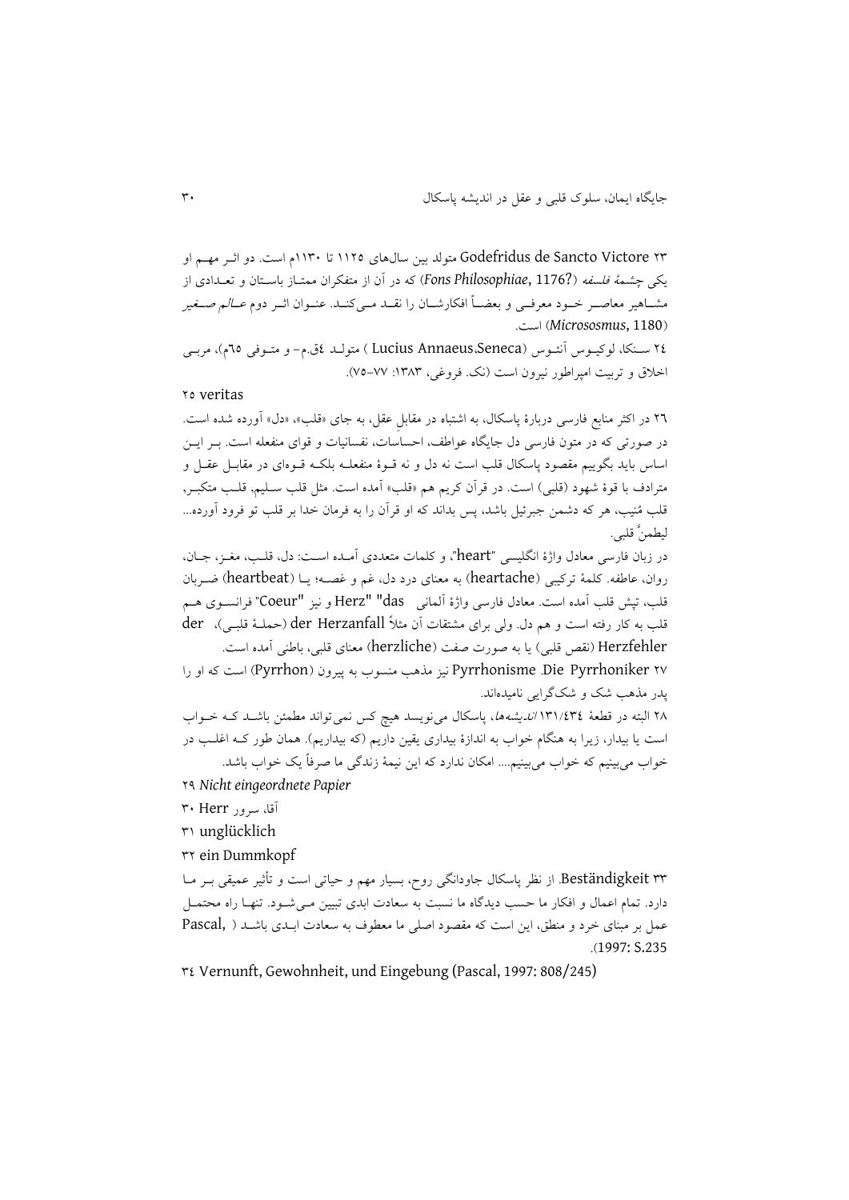۲۳ Godefridus de Sancto Victore متولد بین سال‌های ۱۱۲۵ تا ۱۱۳۰م است. دو اثر مهم او یکی *چشمهٔ فلسفه* (*Fons Philosophiae*, 1176?) که در آن از متفکران ممتاز باستان و تعدادی از مشاهیر معاصر خود معرفی و بعضاً افکارشان را نقد می‌کند. عنوان اثر دوم *عالم صغیر* (*Micrososmus*, 1180) است.

۲٤ سنکا، لوکیوس آنئوس (Lucius Annaeus.Seneca ) متولد ٤ق.م- و متوفی ٦٥م)، مربی اخلاق و تربیت امپراطور نیرون است (نک. فروغی، ۱۳۸۳: ۷۷-۷۵).

۲٥ veritas

۲٦ در اکثر منابع فارسی دربارهٔ پاسکال، به اشتباه در مقابلِ عقل، به جای «قلب»، «دل» آورده شده است. در صورتی که در متون فارسی دل جایگاه عواطف، احساسات، نفسانیات و قوای منفعله است. بر این اساس باید بگوییم مقصود پاسکال قلب است نه دل و نه قوهٔ منفعله بلکه قوه‌ای در مقابل عقل و مترادف با قوهٔ شهود (قلبی) است. در قرآن کریم هم «قلب» آمده است. مثل قلب سلیم، قلب متکبر، قلب مُنیب، هر که دشمن جبرئیل باشد، پس بداند که او قرآن را به فرمان خدا بر قلب تو فرود آورده... لیطمئنَّ قلبی.

در زبان فارسی معادل واژهٔ انگلیسی "heart"، و کلمات متعددی آمده است: دل، قلب، مغز، جان، روان، عاطفه. کلمهٔ ترکیبی (heartache) به معنای درد دل، غم و غصه؛ یا (heartbeat) ضربان قلب، تپش قلب آمده است. معادل فارسی واژهٔ آلمانی das "Herz" و نیز "Coeur" فرانسوی هم قلب به کار رفته است و هم دل. ولی برای مشتقات آن مثلاً der Herzanfall (حملهٔ قلبی)، der Herzfehler (نقص قلبی) یا به صورت صفت (herzliche) معنای قلبی، باطنی آمده است.

۲۷ Die Pyrrhoniker .Pyrrhonisme نیز مذهب منسوب به پیرون (Pyrrhon) است که او را پدر مذهب شک و شک‌گرایی نامیده‌اند.

۲۸ البته در قطعهٔ ۱۳۱/٤۳٤ *اندیشه‌ها*، پاسکال می‌نویسد هیچ کس نمی‌تواند مطمئن باشد که خواب است یا بیدار، زیرا به هنگام خواب به اندازهٔ بیداری یقین داریم (که بیداریم). همان طور که اغلب در خواب می‌بینیم که خواب می‌بینیم.... امکان ندارد که این نیمهٔ زندگی ما صرفاً یک خواب باشد.

۲۹ *Nicht eingeordnete Papier*

۳۰ Herr آقا، سرور

۳۱ unglücklich

۳۲ ein Dummkopf

۳۳ Beständigkeit. از نظر پاسکال جاودانگی روح، بسیار مهم و حیاتی است و تأثیر عمیقی بر ما دارد. تمام اعمال و افکار ما حسب دیدگاه ما نسبت به سعادت ابدی تبیین می‌شود. تنها راه محتمل عمل بر مبنای خرد و منطق، این است که مقصود اصلی ما معطوف به سعادت ابدی باشد ( Pascal, 1997: S.235).

۳٤ Vernunft, Gewohnheit, und Eingebung (Pascal, 1997: 808/245)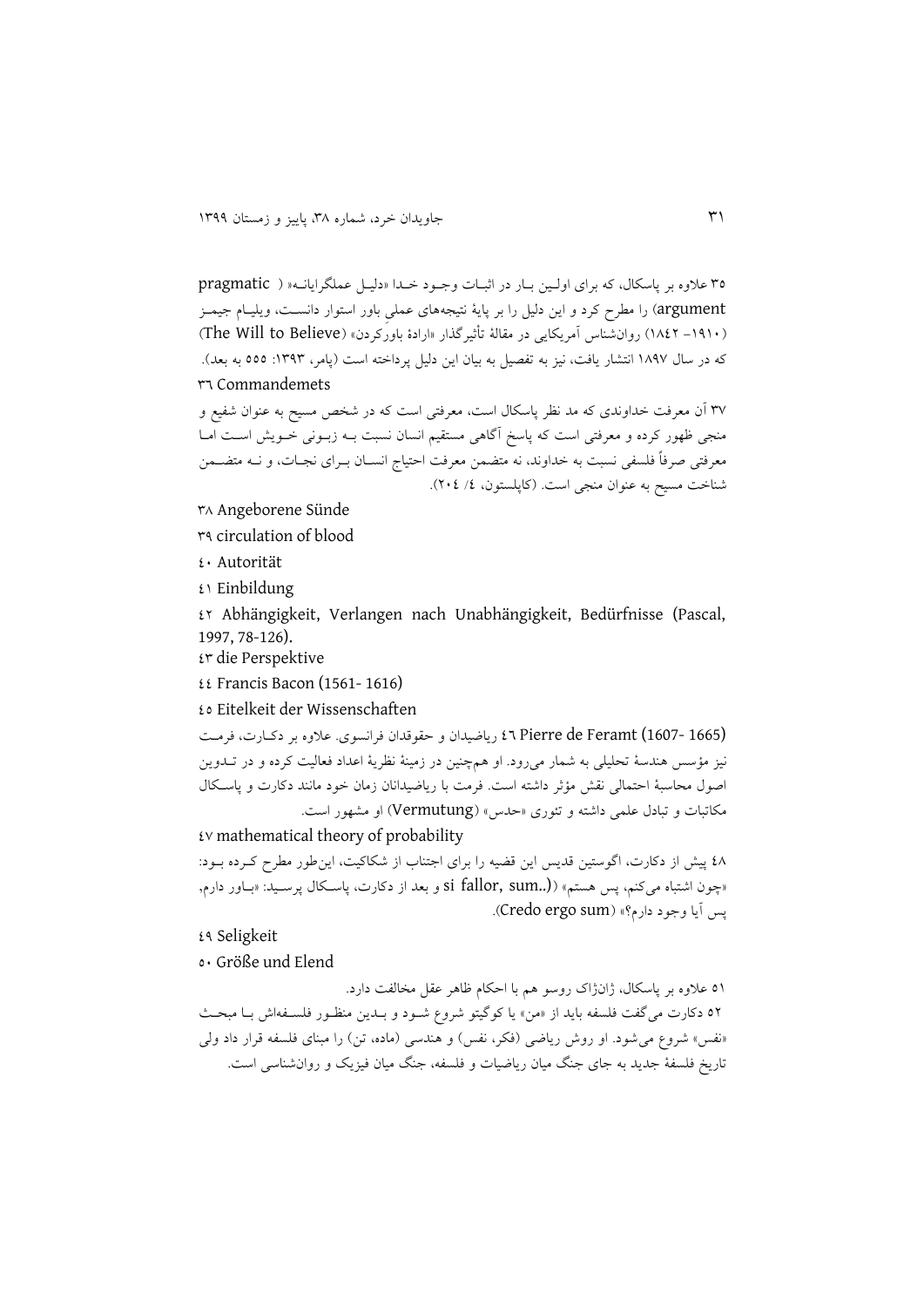۳۵ علاوه بر پاسکال، که برای اولـین بـار در اثبـات وجـود خـدا «دلیـل عملگرایانـه» ( pragmatic argument) را مطرح کرد و این دلیل را بر پایهٔ نتیجه‌های عملی باور استوار دانسـت، ویلیـام جیمـز (۱۹۱۰– ۱۸۴۲) روان‌شناس آمریکایی در مقالهٔ تأثیرگذار «ارادهٔ باورکردن» (The Will to Believe) که در سال ۱۸۹۷ انتشار یافت، نیز به تفصیل به بیان این دلیل پرداخته است (پامر، ۱۳۹۳: ۵۵۵ به بعد).

۳٦ Commandemets

۳۷ آن معرفت خداوندی که مد نظر پاسکال است، معرفتی است که در شخص مسیح به عنوان شفیع و منجی ظهور کرده و معرفتی است که پاسخ آگاهی مستقیم انسان نسبت بـه زبـونی خـویش اسـت امـا معرفتی صرفاً فلسفی نسبت به خداوند، نه متضمن معرفت احتیاج انسـان بـرای نجـات، و نـه متضـمن شناخت مسیح به عنوان منجی است. (کاپلستون، ٤/ ٢٠٤).

۳۸ Angeborene Sünde

۳۹ circulation of blood

٤٠ Autorität

٤١ Einbildung

٤٢ Abhängigkeit, Verlangen nach Unabhängigkeit, Bedürfnisse (Pascal, 1997, 78-126).

٤٣ die Perspektive

٤٤ Francis Bacon (1561- 1616)

٤٥ Eitelkeit der Wissenschaften

٤٦ Pierre de Feramt (1607- 1665) ریاضیدان و حقوقدان فرانسوی. علاوه بر دکـارت، فرمـت نیز مؤسس هندسهٔ تحلیلی به شمار می‌رود. او هم‌چنین در زمینهٔ نظریهٔ اعداد فعالیت کرده و در تـدوین اصول محاسبهٔ احتمالی نقش مؤثر داشته است. فرمت با ریاضیدانان زمان خود مانند دکارت و پاسـکال مکاتبات و تبادل علمی داشته و تئوری «حدس» (Vermutung) او مشهور است.

٤٧ mathematical theory of probability

٤٨ پیش از دکارت، اگوستین قدیس این قضیه را برای اجتناب از شکاکیت، این‌طور مطرح کـرده بـود: «چون اشتباه می‌کنم، پس هستم» ((si fallor, sum..) و بعد از دکارت، پاسـکال پرسـید: «بـاور دارم، پس آیا وجود دارم؟» (Credo ergo sum).

٤٩ Seligkeit

٥٠ Größe und Elend

٥١ علاوه بر پاسکال، ژان‌ژاک روسو هم با احکام ظاهر عقل مخالفت دارد.

٥٢ دکارت می‌گفت فلسفه باید از «من» یا کوگیتو شروع شـود و بـدین منظـور فلسـفه‌اش بـا مبحـث «نفس» شروع می‌شود. او روش ریاضی (فکر، نفس) و هندسی (ماده، تن) را مبنای فلسفه قرار داد ولی تاریخ فلسفهٔ جدید به جای جنگ میان ریاضیات و فلسفه، جنگ میان فیزیک و روانشناسی است.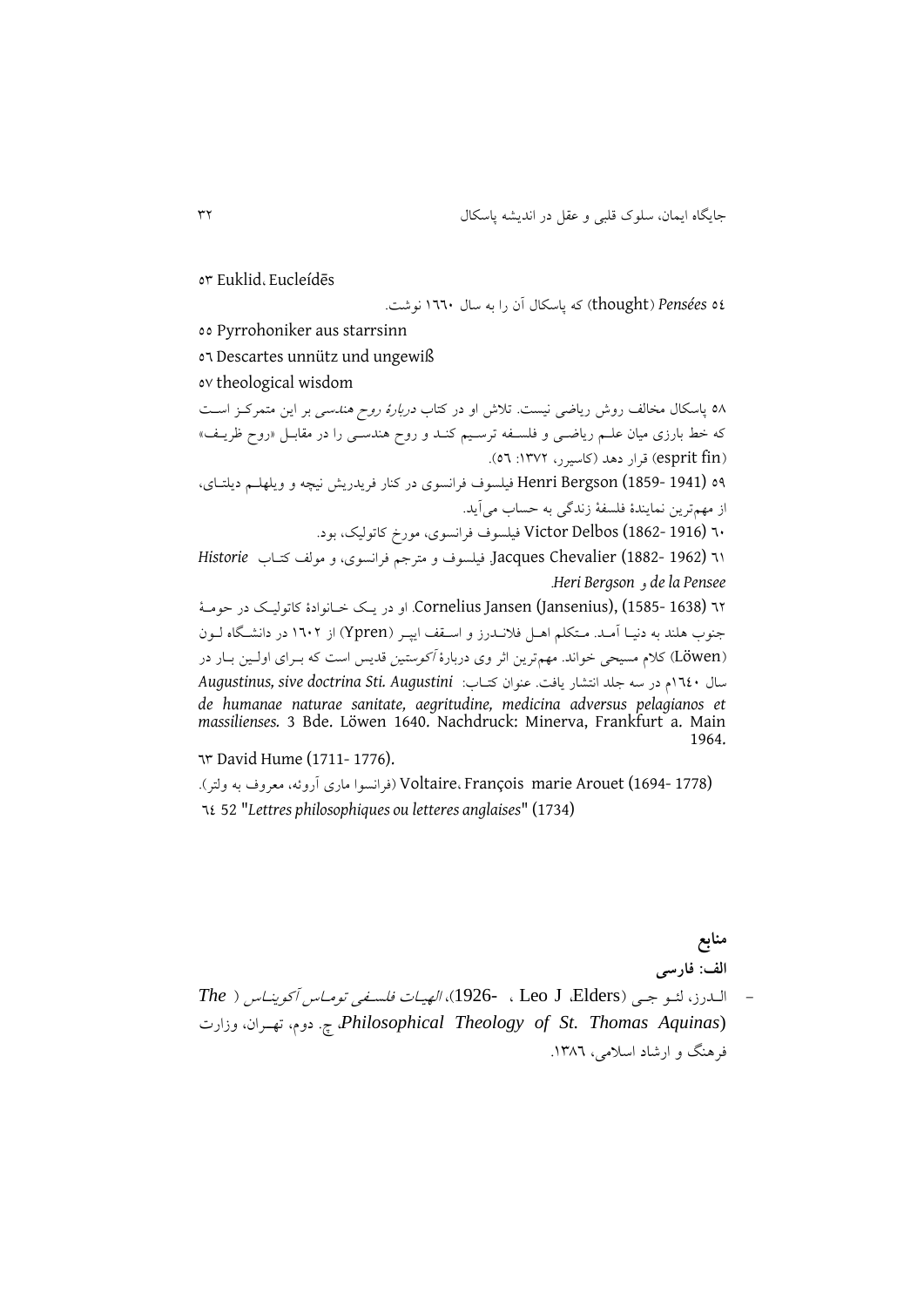۵۳ Euklid، Eucleídēs

۵۴ *Pensées* (thought) که پاسکال آن را به سال ۱۶۶۰ نوشت.

۵۵ Pyrrohoniker aus starrsinn

۵۶ Descartes unnütz und ungewiß

۵۷ theological wisdom

۵۸ پاسکال مخالف روش ریاضی نیست. تلاش او در کتاب *دربارهٔ روح هندسی* بر این متمرکـز اسـت که خط بارزی میان علـم ریاضـی و فلسـفه ترسـیم کنـد و روح هندسـی را در مقابـل «روح ظریـف» (esprit fin) قرار دهد (کاسیرر، ۱۳۷۲: ۵۶).

۵۹ (1941 -1859) Henri Bergson فیلسوف فرانسوی در کنار فریدریش نیچه و ویلهلـم دیلتـای، از مهم‌ترین نمایندهٔ فلسفهٔ زندگی به حساب می‌آید.

۶۰ (1916 -1862) Victor Delbos فیلسوف فرانسوی، مورخ کاتولیک، بود.

۶۱ (1962 -1882) Jacques Chevalier فیلسوف و مترجم فرانسوی، و مولف کتـاب *Historie de la Pensee* و *Heri Bergson*.

۶۲ (1638 -1585) ,Cornelius Jansen (Jansenius). او در یـک خـانوادهٔ کاتولیـک در حومـهٔ جنوب هلند به دنیـا آمـد. مـتکلم اهـل فلانـدرز و اسـقف ایپـر (Ypren) از ۱۶۰۲ در دانشـگاه لـون (Löwen) کلام مسیحی خواند. مهم‌ترین اثر وی دربارهٔ *آگوستین* قدیس است که بـرای اولـین بـار در سال ۱۶۴۰م در سه جلد انتشار یافت. عنوان کتـاب: *Augustinus, sive doctrina Sti. Augustini de humanae naturae sanitate, aegritudine, medicina adversus pelagianos et massilienses.* 3 Bde. Löwen 1640. Nachdruck: Minerva, Frankfurt a. Main 1964.

۶۳ David Hume (1711- 1776).

Voltaire، François marie Arouet (1694- 1778) (فرانسوا ماری آروئه، معروف به ولتر).

۶۴ 52 "*Lettres philosophiques ou letteres anglaises*" (1734)

## منابع

### الف: فارسی

- الـدرز، لئـو جـی (Elders، Leo J ، 1926-)، *الهیـات فلسـفی تومـاس آکوینـاس* (*The Philosophical Theology of St. Thomas Aquinas*)، چ. دوم، تهـران، وزارت فرهنگ و ارشاد اسلامی، ۱۳۸۶.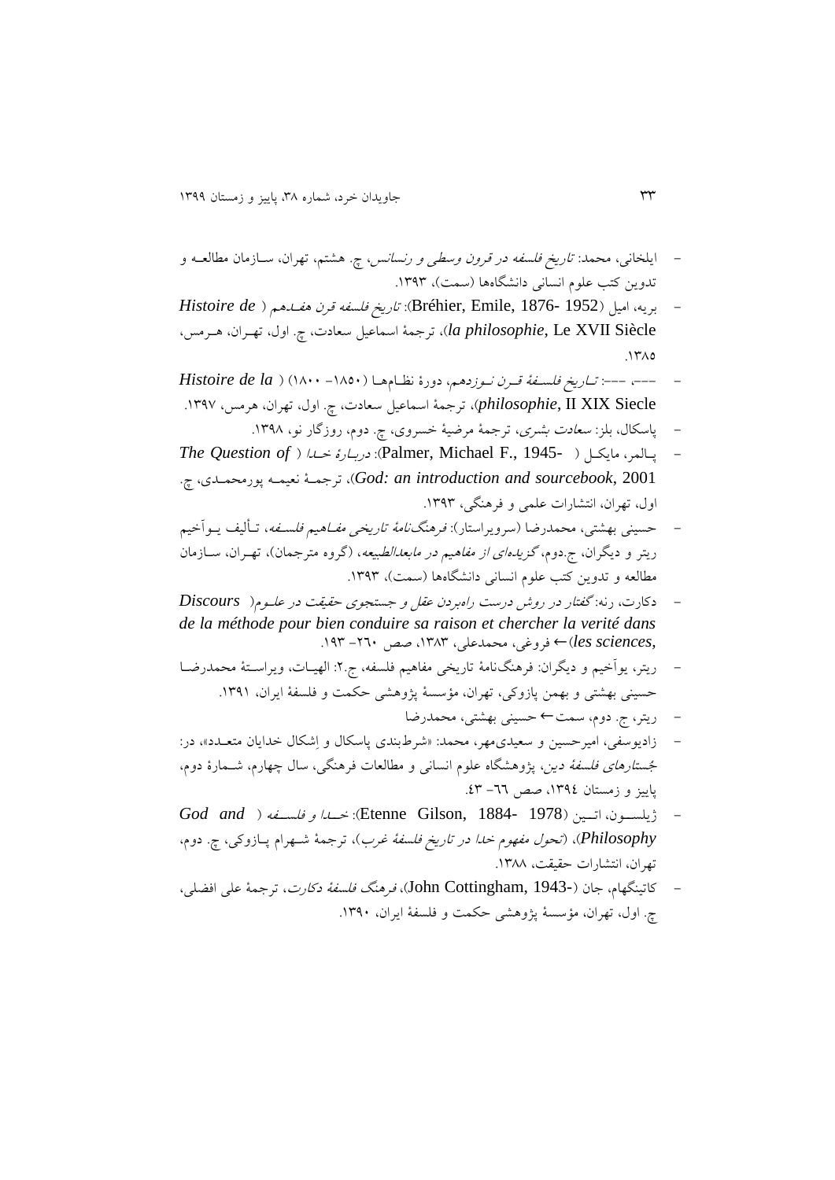- ایلخانی، محمد: *تاریخ فلسفه در قرون وسطی و رنسانس*، چ. هشتم، تهران، سازمان مطالعه و تدوین کتب علوم انسانی دانشگاه‌ها (سمت)، ۱۳۹۳.
- بریه، امیل (Bréhier, Emile, 1876- 1952): *تاریخ فلسفه قرن هفدهم* ( *Histoire de la philosophie*, Le XVII Siècle)، ترجمهٔ اسماعیل سعادت، چ. اول، تهران، هرمس، ۱۳۸۵.
- ---، ---: *تاریخ فلسفهٔ قرن نوزدهم*، دورهٔ نظام‌ها (۱۸۰۰- ۱۸۵۰) ( *Histoire de la philosophie*, II XIX Siecle)، ترجمهٔ اسماعیل سعادت، چ. اول، تهران، هرمس، ۱۳۹۷.
- پاسکال، بلز: *سعادت بشری*، ترجمهٔ مرضیهٔ خسروی، چ. دوم، روزگار نو، ۱۳۹۸.
- پالمر، مایکل ( -Palmer, Michael F., 1945): *دربارهٔ خدا* ( *The Question of God: an introduction and sourcebook*, 2001)، ترجمهٔ نعیمه پورمحمدی، چ. اول، تهران، انتشارات علمی و فرهنگی، ۱۳۹۳.
- حسینی بهشتی، محمدرضا (سرویراستار): *فرهنگ‌نامهٔ تاریخی مفاهیم فلسفه*، تألیف یوآخیم ریتر و دیگران، ج.دوم، *گزیده‌ای از مفاهیم در مابعدالطبیعه*، (گروه مترجمان)، تهران، سازمان مطالعه و تدوین کتب علوم انسانی دانشگاه‌ها (سمت)، ۱۳۹۳.
- دکارت، رنه: *گفتار در روش درست راه‌بردن عقل و جستجوی حقیقت در علوم*( *Discours de la méthode pour bien conduire sa raison et chercher la verité dans les sciences*,) ← فروغی، محمدعلی، ۱۳۸۳، صص ۲۶۰- ۱۹۳.
- ریتر، یوآخیم و دیگران: فرهنگ‌نامهٔ تاریخی مفاهیم فلسفه، ج.۲: الهیات، ویراستهٔ محمدرضا حسینی بهشتی و بهمن پازوکی، تهران، مؤسسهٔ پژوهشی حکمت و فلسفهٔ ایران، ۱۳۹۱.
- ریتر، ج. دوم، سمت ← حسینی بهشتی، محمدرضا
- زادیوسفی، امیرحسین و سعیدی‌مهر، محمد: «شرط‌بندی پاسکال و اِشکال خدایان متعدد»، در: *جُستارهای فلسفهٔ دین*، پژوهشگاه علوم انسانی و مطالعات فرهنگی، سال چهارم، شمارهٔ دوم، پاییز و زمستان ۱۳۹۴، صص ۶۶- ۴۳.
- ژیلسون، اتین (Etenne Gilson, 1884- 1978): *خدا و فلسفه* ( *God and Philosophy*)، (*تحول مفهوم خدا در تاریخ فلسفهٔ غرب*)، ترجمهٔ شهرام پازوکی، چ. دوم، تهران، انتشارات حقیقت، ۱۳۸۸.
- کاتینگهام، جان (-John Cottingham, 1943)، *فرهنگ فلسفهٔ دکارت*، ترجمهٔ علی افضلی، چ. اول، تهران، مؤسسهٔ پژوهشی حکمت و فلسفهٔ ایران، ۱۳۹۰.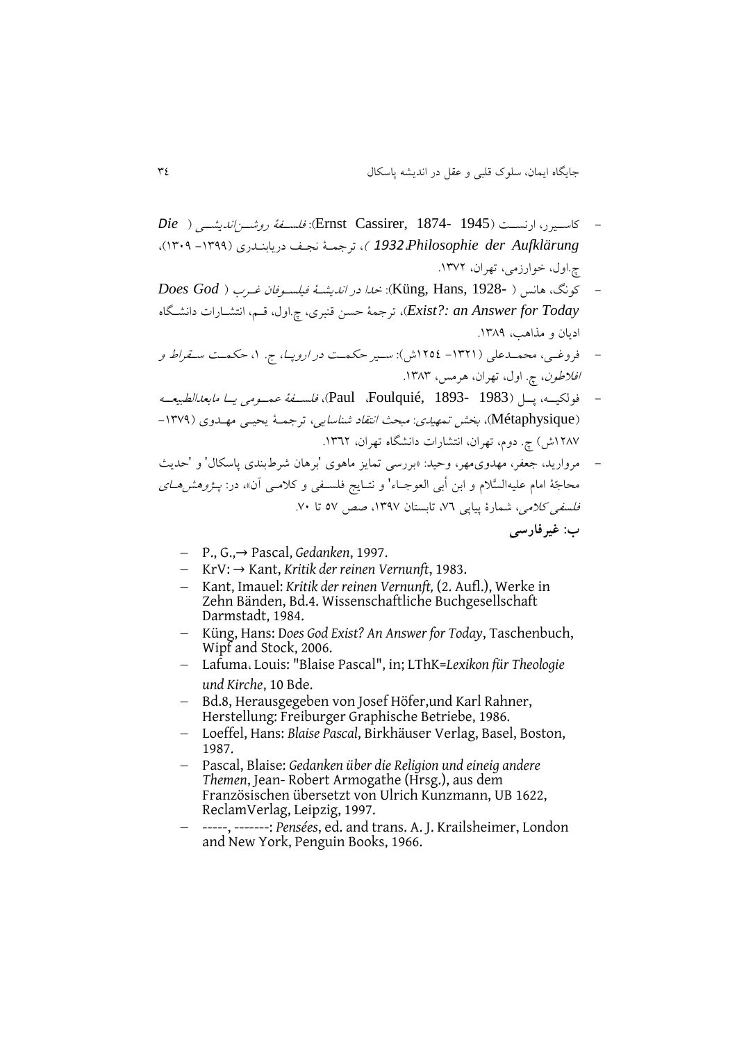- کاسیرر، ارنست (Ernst Cassirer, 1874- 1945): *فلسفهٔ روشن‌اندیشی* ( *Die Philosophie der Aufklärung*، *1932* )، ترجمهٔ نجف دریابندری (۱۳۹۹- ۱۳۰۹)، چ.اول، خوارزمی، تهران، ۱۳۷۲.
- کونگ، هانس ( -Küng, Hans, 1928): *خدا در اندیشهٔ فیلسوفان غرب* ( *Does God Exist?: an Answer for Today*)، ترجمهٔ حسن قنبری، چ.اول، قم، انتشارات دانشگاه ادیان و مذاهب، ۱۳۸۹.
- فروغی، محمدعلی (۱۳۲۱- ۱۲۵٤ش): *سیر حکمت در اروپا*، ج. ۱، حکمت سقراط و افلاطون، چ. اول، تهران، هرمس، ۱۳۸۳.
- فولکیه، پل (Paul ،Foulquié, 1893- 1983)، *فلسفهٔ عمومی یا مابعدالطبیعه* (Métaphysique)، *بخش تمهیدی: مبحث انتقاد شناسایی*، ترجمهٔ یحیی مهدوی (۱۳۷۹- ۱۲۸۷ش) چ. دوم، تهران، انتشارات دانشگاه تهران، ۱۳٦۲.
- مروارید، جعفر، مهدوی‌مهر، وحید: «بررسی تمایز ماهوی 'برهان شرط‌بندی پاسکال' و 'حدیث محاجّهٔ امام علیه‌السّلام و ابن أبی العوجاء' و نتایج فلسفی و کلامی آن»، در: *پژوهش‌های فلسفی کلامی*، شمارهٔ پیاپی ۷٦، تابستان ۱۳۹۷، صص ۵۷ تا ۷۰.

**ب: غیرفارسی**

- P., G.,→ Pascal, *Gedanken*, 1997.
- KrV: → Kant, *Kritik der reinen Vernunft*, 1983.
- Kant, Imauel: *Kritik der reinen Vernunft,* (2. Aufl.), Werke in Zehn Bänden, Bd.4. Wissenschaftliche Buchgesellschaft Darmstadt, 1984.
- Küng, Hans: D*oes God Exist? An Answer for Today*, Taschenbuch, Wipf and Stock, 2006.
- Lafuma، Louis: "Blaise Pascal", in; LThK=*Lexikon für Theologie und Kirche*, 10 Bde.
- Bd.8, Herausgegeben von Josef Höfer,und Karl Rahner, Herstellung: Freiburger Graphische Betriebe, 1986.
- Loeffel, Hans: *Blaise Pascal*, Birkhäuser Verlag, Basel, Boston, 1987.
- Pascal, Blaise: *Gedanken über die Religion und eineig andere Themen*, Jean- Robert Armogathe (Hrsg.), aus dem Französischen übersetzt von Ulrich Kunzmann, UB 1622, ReclamVerlag, Leipzig, 1997.
- -----, -------: *Pensées*, ed. and trans. A. J. Krailsheimer, London and New York, Penguin Books, 1966.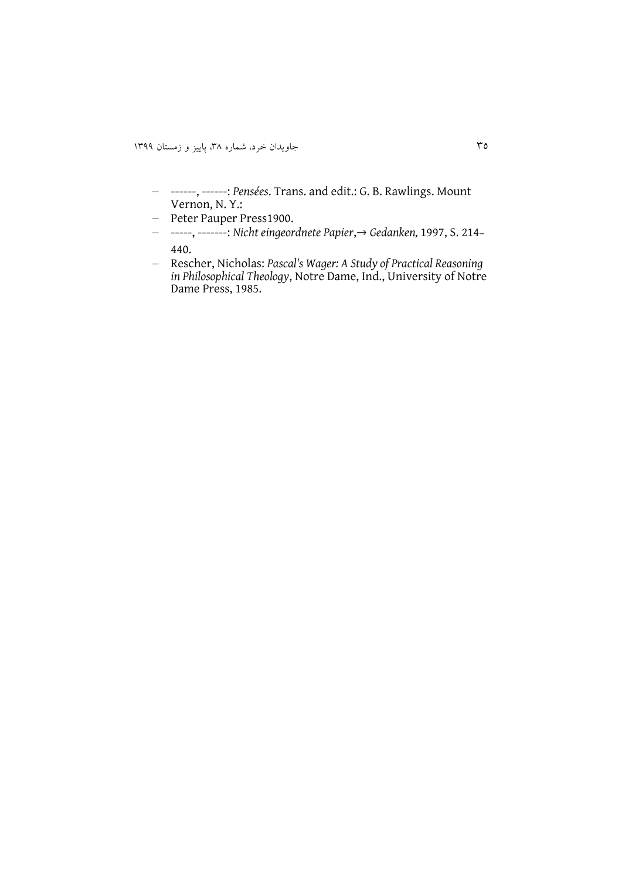- ------, ------: *Pensées*. Trans. and edit.: G. B. Rawlings. Mount Vernon, N. Y.:
- Peter Pauper Press1900.
- -----, -------: *Nicht eingeordnete Papier*,→ *Gedanken,* 1997, S. 214–440.
- Rescher, Nicholas: *Pascal's Wager: A Study of Practical Reasoning in Philosophical Theology*, Notre Dame, Ind., University of Notre Dame Press, 1985.